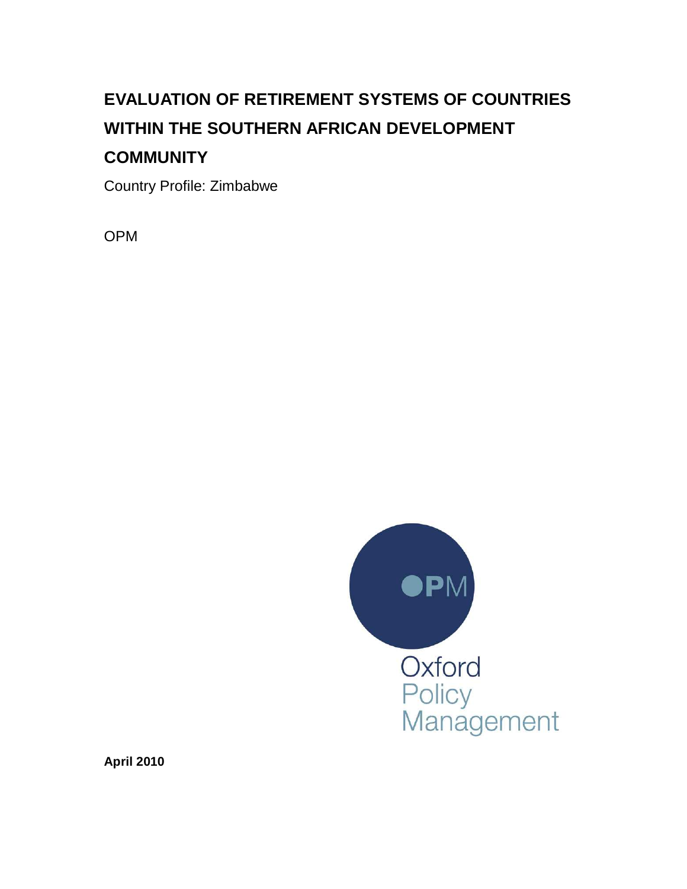# EVALUATION OF RETIREMENT SYSTEMS OF COUNTRIES WITHIN THE SOUTHERN AFRICAN DEVELOPMENT COMMUNITY

Country Profile: Zimbabwe

OPM

OPM

Oxford Policy Management

**April 2010**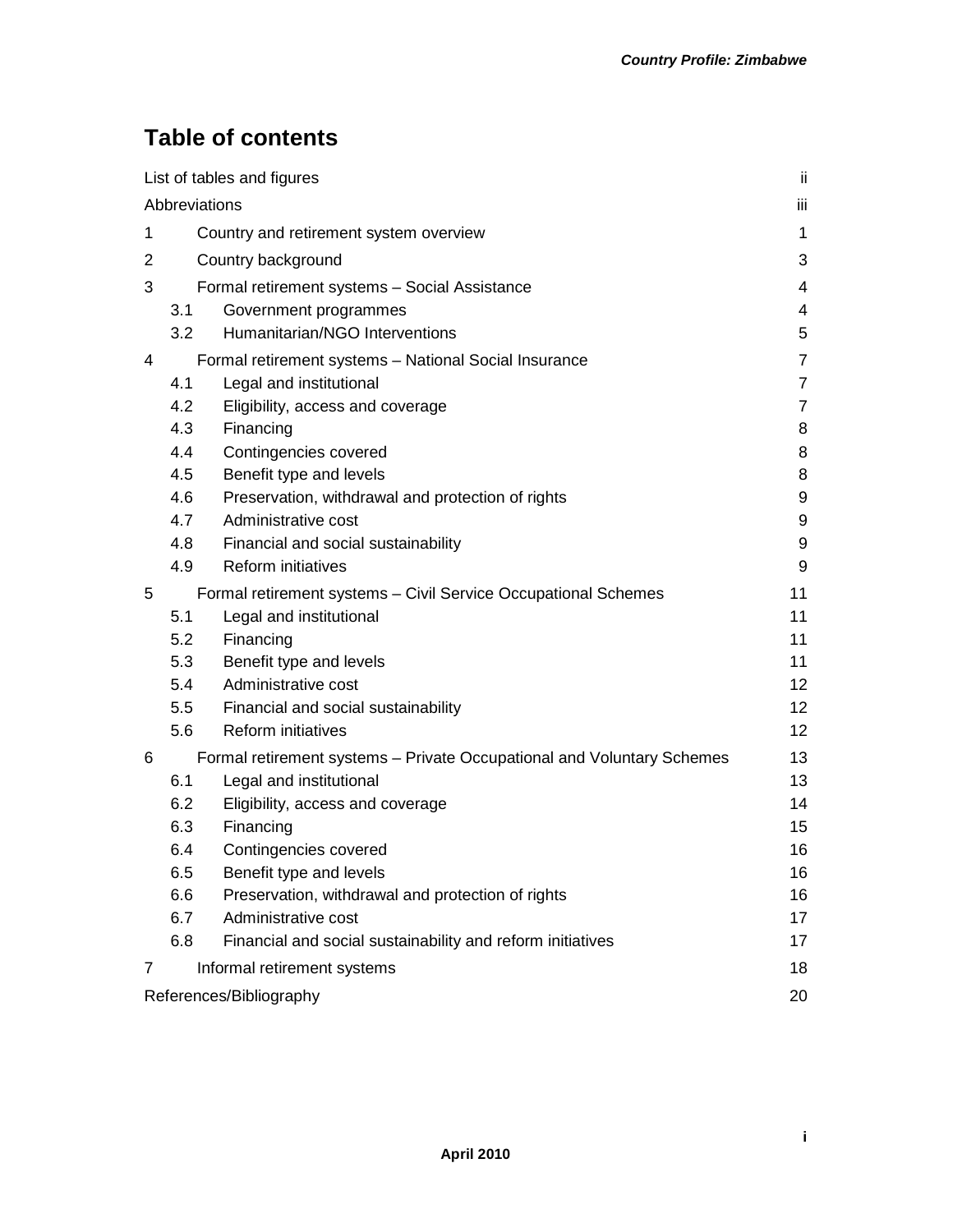# Table of contents

| | | |
|---|---|---|
| List of tables and figures | | ii |
| Abbreviations | | iii |
| 1 | Country and retirement system overview | 1 |
| 2 | Country background | 3 |
| 3 | Formal retirement systems – Social Assistance | 4 |
| 3.1 | Government programmes | 4 |
| 3.2 | Humanitarian/NGO Interventions | 5 |
| 4 | Formal retirement systems – National Social Insurance | 7 |
| 4.1 | Legal and institutional | 7 |
| 4.2 | Eligibility, access and coverage | 7 |
| 4.3 | Financing | 8 |
| 4.4 | Contingencies covered | 8 |
| 4.5 | Benefit type and levels | 8 |
| 4.6 | Preservation, withdrawal and protection of rights | 9 |
| 4.7 | Administrative cost | 9 |
| 4.8 | Financial and social sustainability | 9 |
| 4.9 | Reform initiatives | 9 |
| 5 | Formal retirement systems – Civil Service Occupational Schemes | 11 |
| 5.1 | Legal and institutional | 11 |
| 5.2 | Financing | 11 |
| 5.3 | Benefit type and levels | 11 |
| 5.4 | Administrative cost | 12 |
| 5.5 | Financial and social sustainability | 12 |
| 5.6 | Reform initiatives | 12 |
| 6 | Formal retirement systems – Private Occupational and Voluntary Schemes | 13 |
| 6.1 | Legal and institutional | 13 |
| 6.2 | Eligibility, access and coverage | 14 |
| 6.3 | Financing | 15 |
| 6.4 | Contingencies covered | 16 |
| 6.5 | Benefit type and levels | 16 |
| 6.6 | Preservation, withdrawal and protection of rights | 16 |
| 6.7 | Administrative cost | 17 |
| 6.8 | Financial and social sustainability and reform initiatives | 17 |
| 7 | Informal retirement systems | 18 |
| References/Bibliography | | 20 |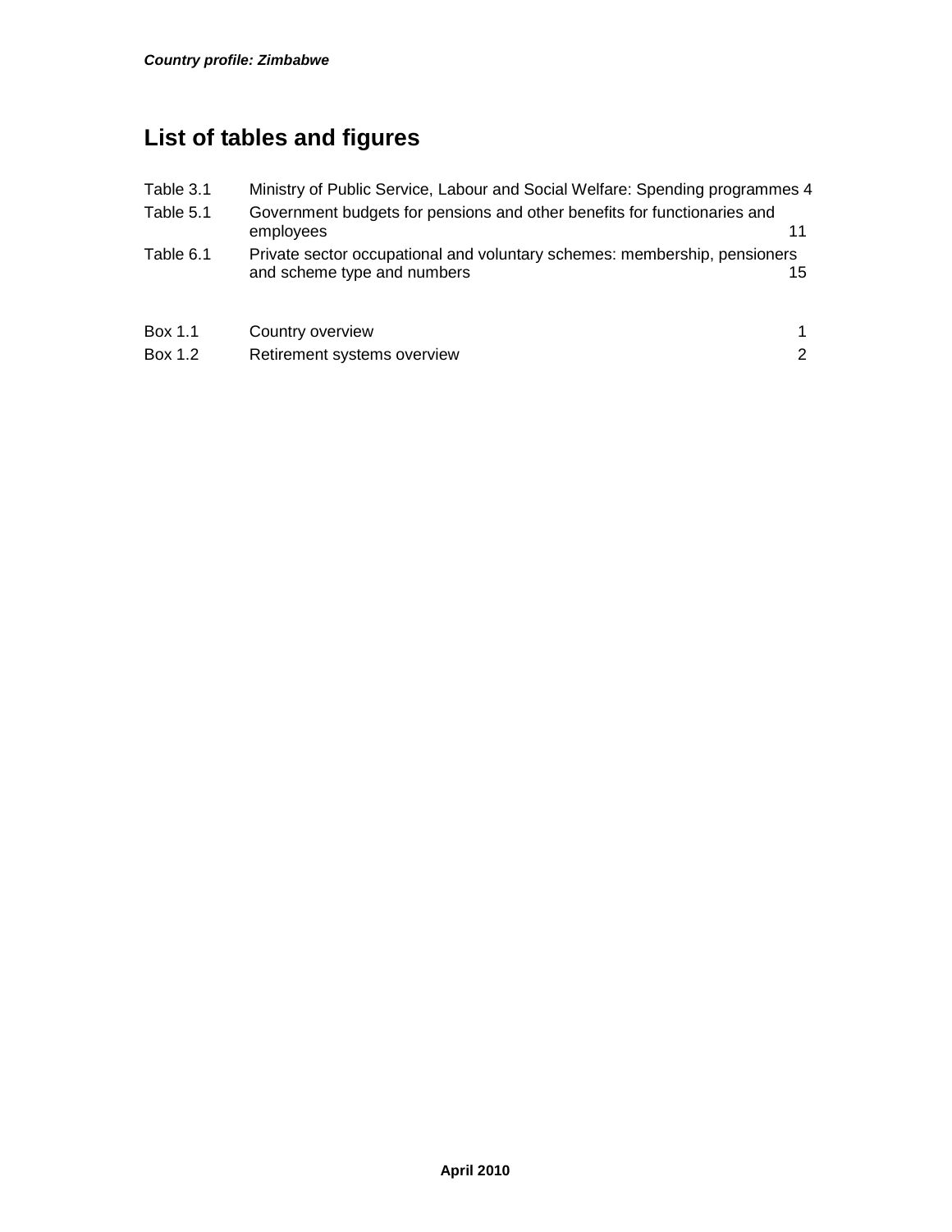# List of tables and figures

| | | |
|---|---|---|
| Table 3.1 | Ministry of Public Service, Labour and Social Welfare: Spending programmes | 4 |
| Table 5.1 | Government budgets for pensions and other benefits for functionaries and employees | 11 |
| Table 6.1 | Private sector occupational and voluntary schemes: membership, pensioners and scheme type and numbers | 15 |

| | | |
|---|---|---|
| Box 1.1 | Country overview | 1 |
| Box 1.2 | Retirement systems overview | 2 |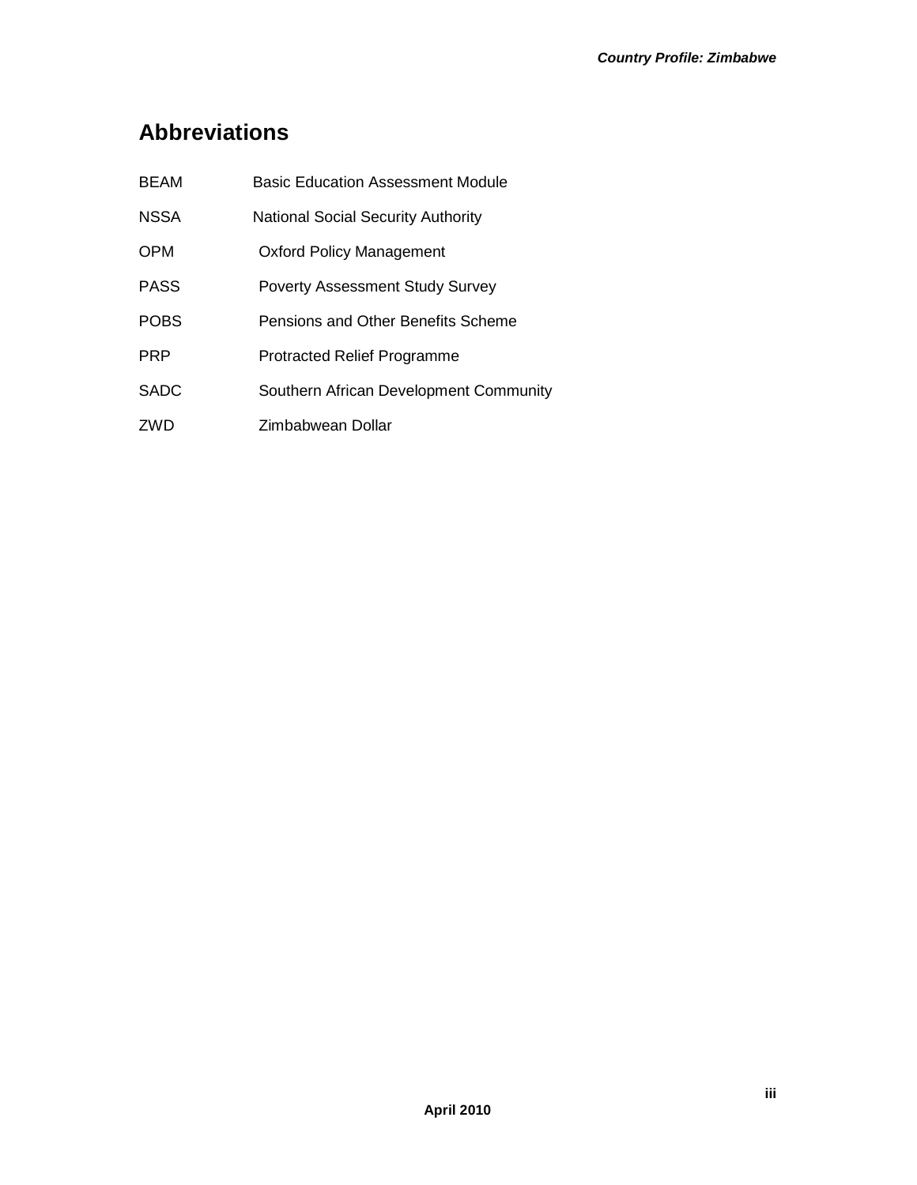## Abbreviations

| | |
|---|---|
| BEAM | Basic Education Assessment Module |
| NSSA | National Social Security Authority |
| OPM | Oxford Policy Management |
| PASS | Poverty Assessment Study Survey |
| POBS | Pensions and Other Benefits Scheme |
| PRP | Protracted Relief Programme |
| SADC | Southern African Development Community |
| ZWD | Zimbabwean Dollar |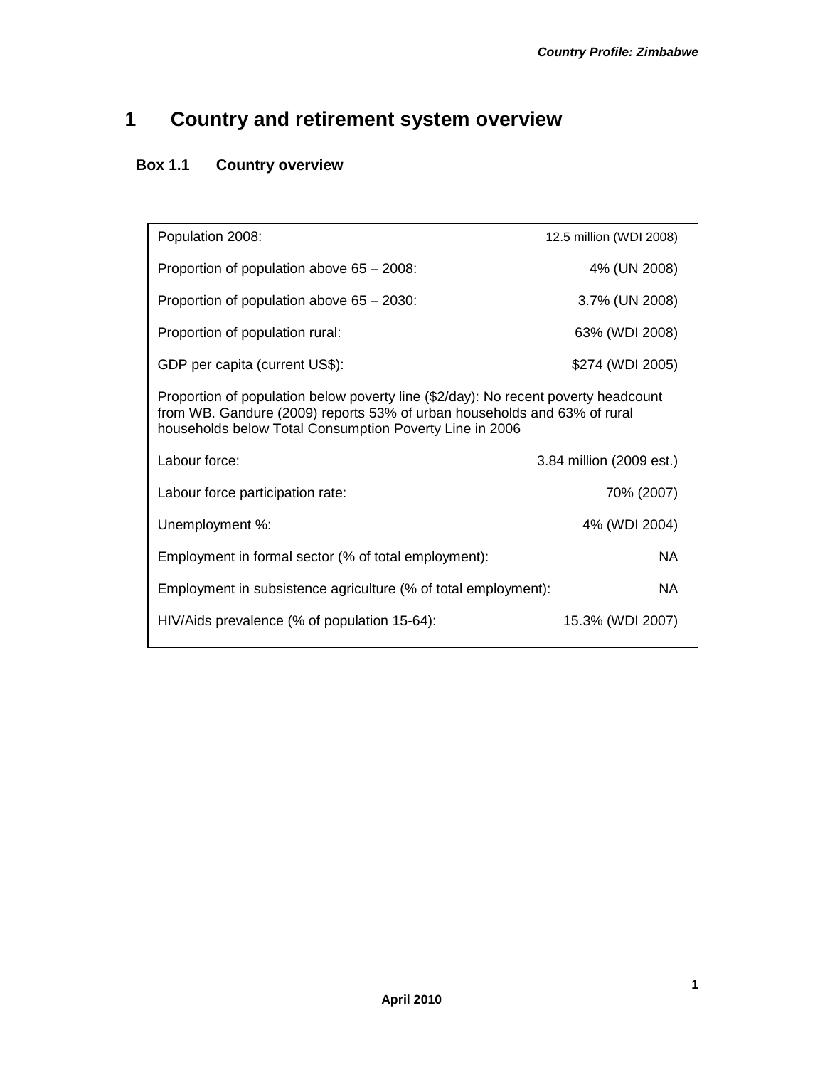# 1 Country and retirement system overview

## Box 1.1 Country overview

| | |
|---|---|
| Population 2008: | 12.5 million (WDI 2008) |
| Proportion of population above 65 – 2008: | 4% (UN 2008) |
| Proportion of population above 65 – 2030: | 3.7% (UN 2008) |
| Proportion of population rural: | 63% (WDI 2008) |
| GDP per capita (current US$): | $274 (WDI 2005) |
| Proportion of population below poverty line ($2/day): No recent poverty headcount from WB. Gandure (2009) reports 53% of urban households and 63% of rural households below Total Consumption Poverty Line in 2006 | |
| Labour force: | 3.84 million (2009 est.) |
| Labour force participation rate: | 70% (2007) |
| Unemployment %: | 4% (WDI 2004) |
| Employment in formal sector (% of total employment): | NA |
| Employment in subsistence agriculture (% of total employment): | NA |
| HIV/Aids prevalence (% of population 15-64): | 15.3% (WDI 2007) |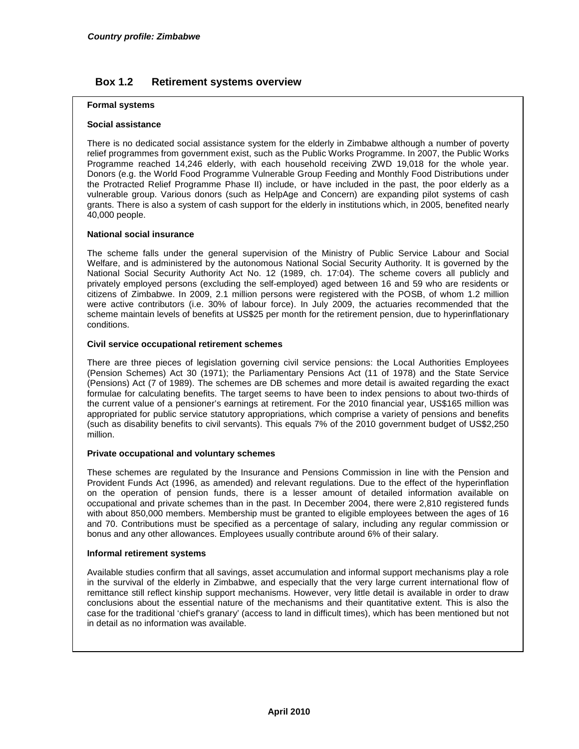## Box 1.2 Retirement systems overview

**Formal systems**

**Social assistance**

There is no dedicated social assistance system for the elderly in Zimbabwe although a number of poverty relief programmes from government exist, such as the Public Works Programme. In 2007, the Public Works Programme reached 14,246 elderly, with each household receiving ZWD 19,018 for the whole year. Donors (e.g. the World Food Programme Vulnerable Group Feeding and Monthly Food Distributions under the Protracted Relief Programme Phase II) include, or have included in the past, the poor elderly as a vulnerable group. Various donors (such as HelpAge and Concern) are expanding pilot systems of cash grants. There is also a system of cash support for the elderly in institutions which, in 2005, benefited nearly 40,000 people.

**National social insurance**

The scheme falls under the general supervision of the Ministry of Public Service Labour and Social Welfare, and is administered by the autonomous National Social Security Authority. It is governed by the National Social Security Authority Act No. 12 (1989, ch. 17:04). The scheme covers all publicly and privately employed persons (excluding the self-employed) aged between 16 and 59 who are residents or citizens of Zimbabwe. In 2009, 2.1 million persons were registered with the POSB, of whom 1.2 million were active contributors (i.e. 30% of labour force). In July 2009, the actuaries recommended that the scheme maintain levels of benefits at US$25 per month for the retirement pension, due to hyperinflationary conditions.

**Civil service occupational retirement schemes**

There are three pieces of legislation governing civil service pensions: the Local Authorities Employees (Pension Schemes) Act 30 (1971); the Parliamentary Pensions Act (11 of 1978) and the State Service (Pensions) Act (7 of 1989). The schemes are DB schemes and more detail is awaited regarding the exact formulae for calculating benefits. The target seems to have been to index pensions to about two-thirds of the current value of a pensioner's earnings at retirement. For the 2010 financial year, US$165 million was appropriated for public service statutory appropriations, which comprise a variety of pensions and benefits (such as disability benefits to civil servants). This equals 7% of the 2010 government budget of US$2,250 million.

**Private occupational and voluntary schemes**

These schemes are regulated by the Insurance and Pensions Commission in line with the Pension and Provident Funds Act (1996, as amended) and relevant regulations. Due to the effect of the hyperinflation on the operation of pension funds, there is a lesser amount of detailed information available on occupational and private schemes than in the past. In December 2004, there were 2,810 registered funds with about 850,000 members. Membership must be granted to eligible employees between the ages of 16 and 70. Contributions must be specified as a percentage of salary, including any regular commission or bonus and any other allowances. Employees usually contribute around 6% of their salary.

**Informal retirement systems**

Available studies confirm that all savings, asset accumulation and informal support mechanisms play a role in the survival of the elderly in Zimbabwe, and especially that the very large current international flow of remittance still reflect kinship support mechanisms. However, very little detail is available in order to draw conclusions about the essential nature of the mechanisms and their quantitative extent. This is also the case for the traditional 'chief's granary' (access to land in difficult times), which has been mentioned but not in detail as no information was available.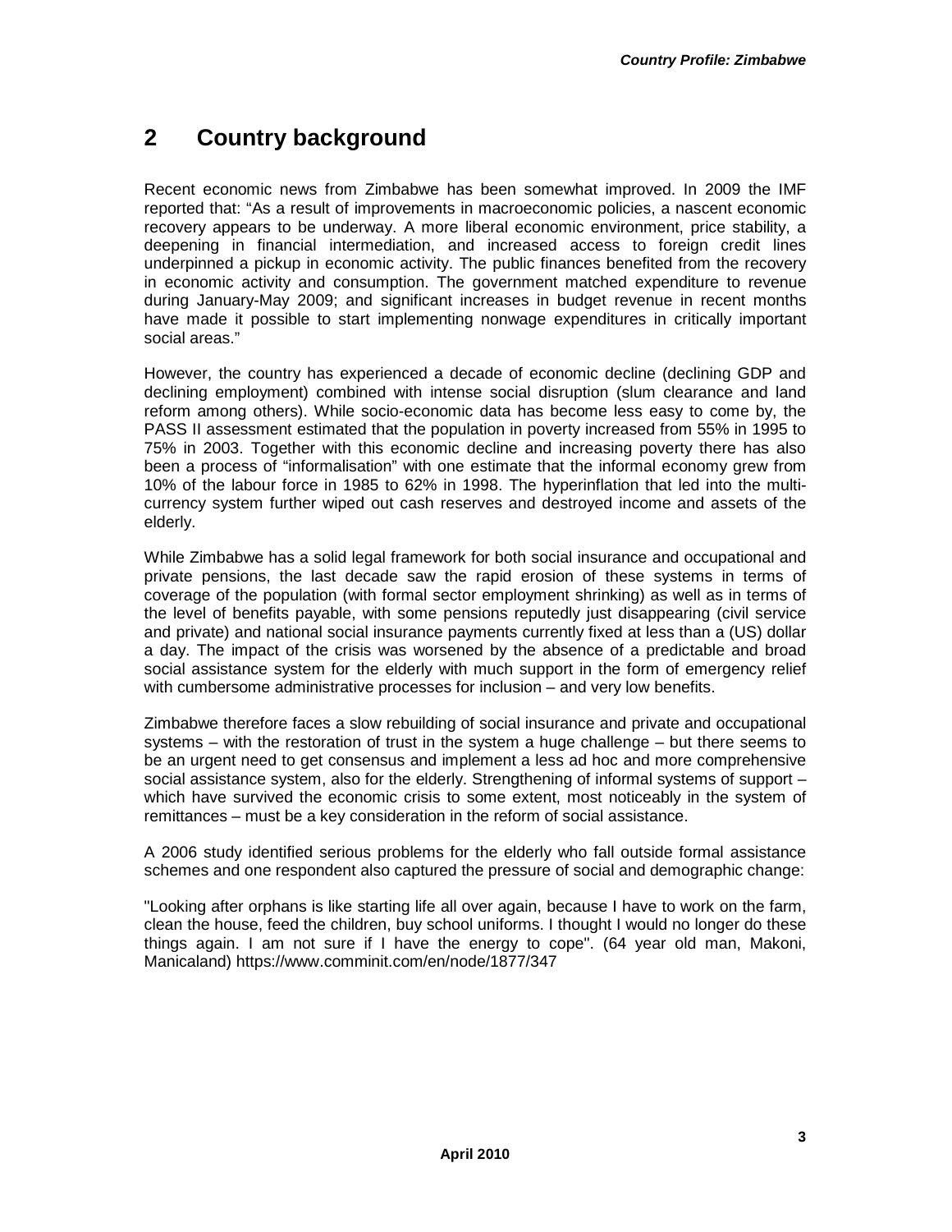# 2 Country background

Recent economic news from Zimbabwe has been somewhat improved. In 2009 the IMF reported that: "As a result of improvements in macroeconomic policies, a nascent economic recovery appears to be underway. A more liberal economic environment, price stability, a deepening in financial intermediation, and increased access to foreign credit lines underpinned a pickup in economic activity. The public finances benefited from the recovery in economic activity and consumption. The government matched expenditure to revenue during January-May 2009; and significant increases in budget revenue in recent months have made it possible to start implementing nonwage expenditures in critically important social areas."

However, the country has experienced a decade of economic decline (declining GDP and declining employment) combined with intense social disruption (slum clearance and land reform among others). While socio-economic data has become less easy to come by, the PASS II assessment estimated that the population in poverty increased from 55% in 1995 to 75% in 2003. Together with this economic decline and increasing poverty there has also been a process of "informalisation" with one estimate that the informal economy grew from 10% of the labour force in 1985 to 62% in 1998. The hyperinflation that led into the multi-currency system further wiped out cash reserves and destroyed income and assets of the elderly.

While Zimbabwe has a solid legal framework for both social insurance and occupational and private pensions, the last decade saw the rapid erosion of these systems in terms of coverage of the population (with formal sector employment shrinking) as well as in terms of the level of benefits payable, with some pensions reputedly just disappearing (civil service and private) and national social insurance payments currently fixed at less than a (US) dollar a day. The impact of the crisis was worsened by the absence of a predictable and broad social assistance system for the elderly with much support in the form of emergency relief with cumbersome administrative processes for inclusion – and very low benefits.

Zimbabwe therefore faces a slow rebuilding of social insurance and private and occupational systems – with the restoration of trust in the system a huge challenge – but there seems to be an urgent need to get consensus and implement a less ad hoc and more comprehensive social assistance system, also for the elderly. Strengthening of informal systems of support – which have survived the economic crisis to some extent, most noticeably in the system of remittances – must be a key consideration in the reform of social assistance.

A 2006 study identified serious problems for the elderly who fall outside formal assistance schemes and one respondent also captured the pressure of social and demographic change:

"Looking after orphans is like starting life all over again, because I have to work on the farm, clean the house, feed the children, buy school uniforms. I thought I would no longer do these things again. I am not sure if I have the energy to cope". (64 year old man, Makoni, Manicaland) https://www.comminit.com/en/node/1877/347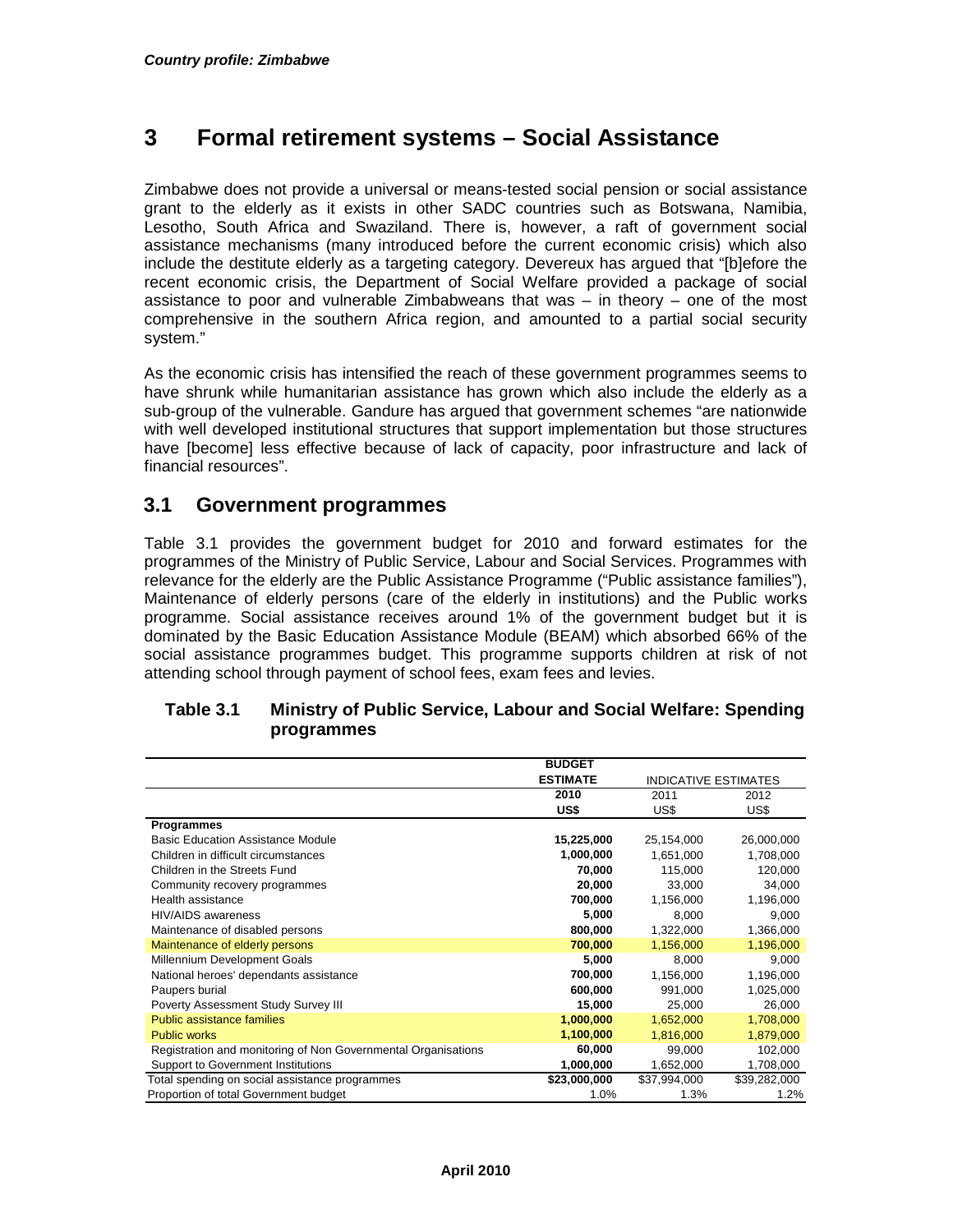# 3 Formal retirement systems – Social Assistance

Zimbabwe does not provide a universal or means-tested social pension or social assistance grant to the elderly as it exists in other SADC countries such as Botswana, Namibia, Lesotho, South Africa and Swaziland. There is, however, a raft of government social assistance mechanisms (many introduced before the current economic crisis) which also include the destitute elderly as a targeting category. Devereux has argued that "[b]efore the recent economic crisis, the Department of Social Welfare provided a package of social assistance to poor and vulnerable Zimbabweans that was – in theory – one of the most comprehensive in the southern Africa region, and amounted to a partial social security system."

As the economic crisis has intensified the reach of these government programmes seems to have shrunk while humanitarian assistance has grown which also include the elderly as a sub-group of the vulnerable. Gandure has argued that government schemes "are nationwide with well developed institutional structures that support implementation but those structures have [become] less effective because of lack of capacity, poor infrastructure and lack of financial resources".

## 3.1 Government programmes

Table 3.1 provides the government budget for 2010 and forward estimates for the programmes of the Ministry of Public Service, Labour and Social Services. Programmes with relevance for the elderly are the Public Assistance Programme ("Public assistance families"), Maintenance of elderly persons (care of the elderly in institutions) and the Public works programme. Social assistance receives around 1% of the government budget but it is dominated by the Basic Education Assistance Module (BEAM) which absorbed 66% of the social assistance programmes budget. This programme supports children at risk of not attending school through payment of school fees, exam fees and levies.

**Table 3.1 Ministry of Public Service, Labour and Social Welfare: Spending programmes**

| | **BUDGET ESTIMATE** | INDICATIVE ESTIMATES | |
|---|---|---|---|
| | **2010** | 2011 | 2012 |
| | **US$** | US$ | US$ |
| **Programmes** | | | |
| Basic Education Assistance Module | **15,225,000** | 25,154,000 | 26,000,000 |
| Children in difficult circumstances | **1,000,000** | 1,651,000 | 1,708,000 |
| Children in the Streets Fund | **70,000** | 115,000 | 120,000 |
| Community recovery programmes | **20,000** | 33,000 | 34,000 |
| Health assistance | **700,000** | 1,156,000 | 1,196,000 |
| HIV/AIDS awareness | **5,000** | 8,000 | 9,000 |
| Maintenance of disabled persons | **800,000** | 1,322,000 | 1,366,000 |
| Maintenance of elderly persons | **700,000** | 1,156,000 | 1,196,000 |
| Millennium Development Goals | **5,000** | 8,000 | 9,000 |
| National heroes' dependants assistance | **700,000** | 1,156,000 | 1,196,000 |
| Paupers burial | **600,000** | 991,000 | 1,025,000 |
| Poverty Assessment Study Survey III | **15,000** | 25,000 | 26,000 |
| Public assistance families | **1,000,000** | 1,652,000 | 1,708,000 |
| Public works | **1,100,000** | 1,816,000 | 1,879,000 |
| Registration and monitoring of Non Governmental Organisations | **60,000** | 99,000 | 102,000 |
| Support to Government Institutions | **1,000,000** | 1,652,000 | 1,708,000 |
| Total spending on social assistance programmes | **$23,000,000** | $37,994,000 | $39,282,000 |
| Proportion of total Government budget | 1.0% | 1.3% | 1.2% |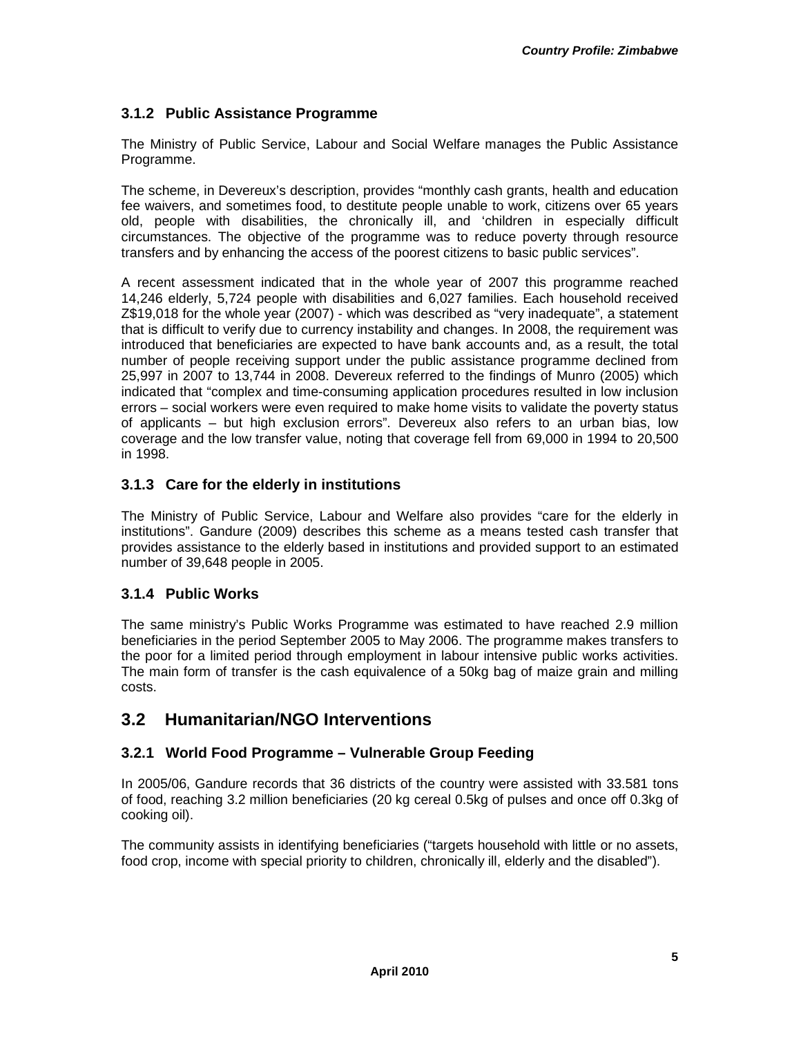### 3.1.2 Public Assistance Programme

The Ministry of Public Service, Labour and Social Welfare manages the Public Assistance Programme.

The scheme, in Devereux's description, provides "monthly cash grants, health and education fee waivers, and sometimes food, to destitute people unable to work, citizens over 65 years old, people with disabilities, the chronically ill, and 'children in especially difficult circumstances. The objective of the programme was to reduce poverty through resource transfers and by enhancing the access of the poorest citizens to basic public services".

A recent assessment indicated that in the whole year of 2007 this programme reached 14,246 elderly, 5,724 people with disabilities and 6,027 families. Each household received Z$19,018 for the whole year (2007) - which was described as "very inadequate", a statement that is difficult to verify due to currency instability and changes. In 2008, the requirement was introduced that beneficiaries are expected to have bank accounts and, as a result, the total number of people receiving support under the public assistance programme declined from 25,997 in 2007 to 13,744 in 2008. Devereux referred to the findings of Munro (2005) which indicated that "complex and time-consuming application procedures resulted in low inclusion errors – social workers were even required to make home visits to validate the poverty status of applicants – but high exclusion errors". Devereux also refers to an urban bias, low coverage and the low transfer value, noting that coverage fell from 69,000 in 1994 to 20,500 in 1998.

### 3.1.3 Care for the elderly in institutions

The Ministry of Public Service, Labour and Welfare also provides "care for the elderly in institutions". Gandure (2009) describes this scheme as a means tested cash transfer that provides assistance to the elderly based in institutions and provided support to an estimated number of 39,648 people in 2005.

### 3.1.4 Public Works

The same ministry's Public Works Programme was estimated to have reached 2.9 million beneficiaries in the period September 2005 to May 2006. The programme makes transfers to the poor for a limited period through employment in labour intensive public works activities. The main form of transfer is the cash equivalence of a 50kg bag of maize grain and milling costs.

## 3.2 Humanitarian/NGO Interventions

### 3.2.1 World Food Programme – Vulnerable Group Feeding

In 2005/06, Gandure records that 36 districts of the country were assisted with 33.581 tons of food, reaching 3.2 million beneficiaries (20 kg cereal 0.5kg of pulses and once off 0.3kg of cooking oil).

The community assists in identifying beneficiaries ("targets household with little or no assets, food crop, income with special priority to children, chronically ill, elderly and the disabled").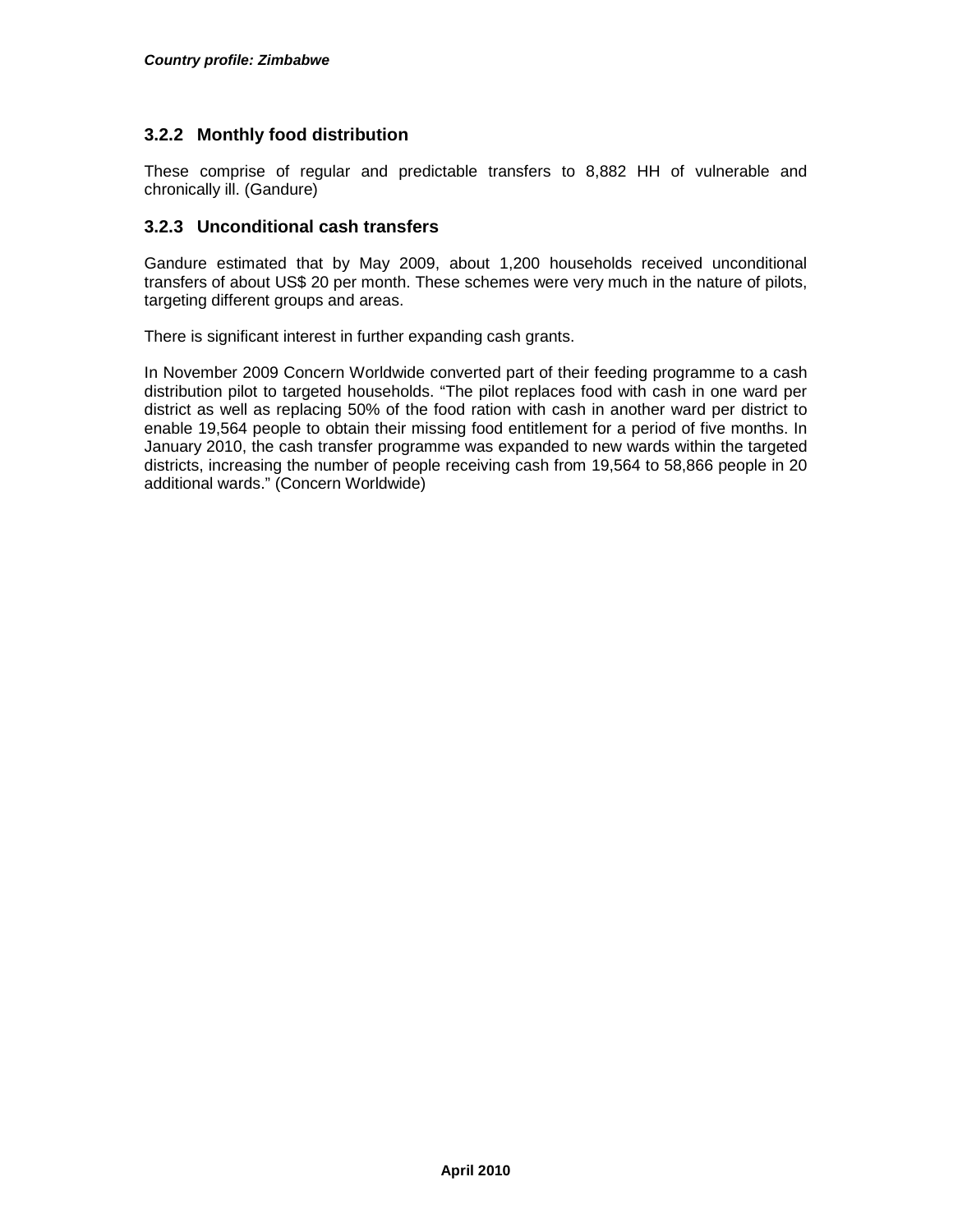### 3.2.2 Monthly food distribution

These comprise of regular and predictable transfers to 8,882 HH of vulnerable and chronically ill. (Gandure)

### 3.2.3 Unconditional cash transfers

Gandure estimated that by May 2009, about 1,200 households received unconditional transfers of about US$ 20 per month. These schemes were very much in the nature of pilots, targeting different groups and areas.

There is significant interest in further expanding cash grants.

In November 2009 Concern Worldwide converted part of their feeding programme to a cash distribution pilot to targeted households. "The pilot replaces food with cash in one ward per district as well as replacing 50% of the food ration with cash in another ward per district to enable 19,564 people to obtain their missing food entitlement for a period of five months. In January 2010, the cash transfer programme was expanded to new wards within the targeted districts, increasing the number of people receiving cash from 19,564 to 58,866 people in 20 additional wards." (Concern Worldwide)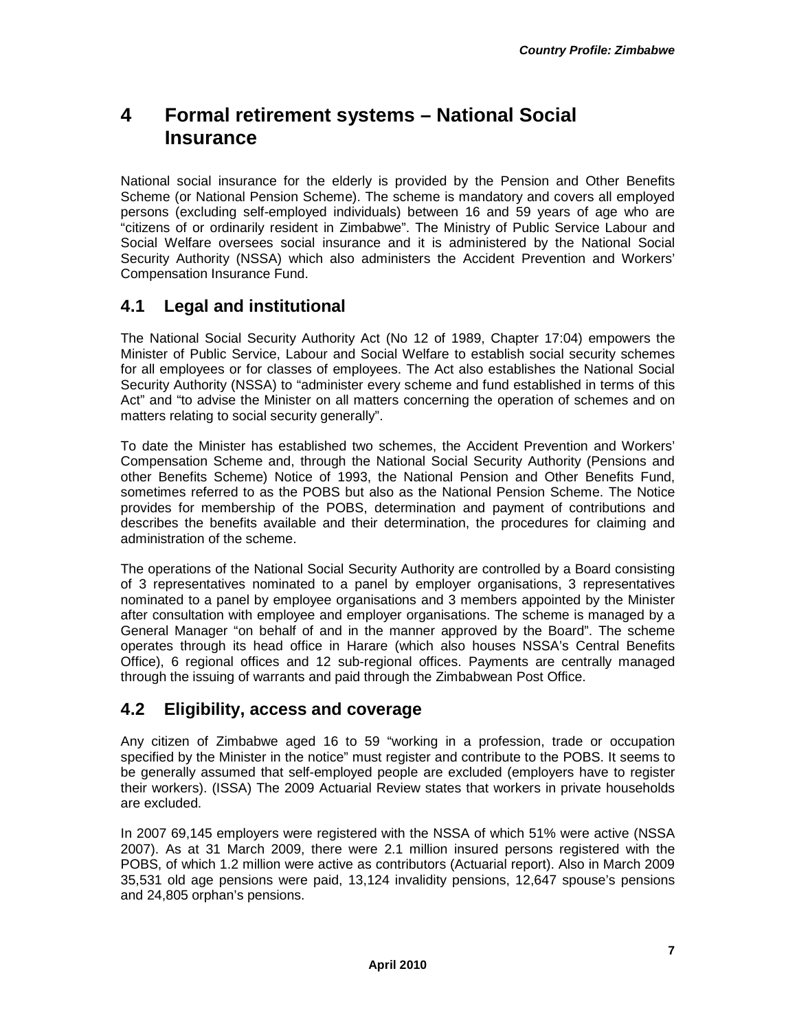# 4 Formal retirement systems – National Social Insurance

National social insurance for the elderly is provided by the Pension and Other Benefits Scheme (or National Pension Scheme). The scheme is mandatory and covers all employed persons (excluding self-employed individuals) between 16 and 59 years of age who are "citizens of or ordinarily resident in Zimbabwe". The Ministry of Public Service Labour and Social Welfare oversees social insurance and it is administered by the National Social Security Authority (NSSA) which also administers the Accident Prevention and Workers' Compensation Insurance Fund.

## 4.1 Legal and institutional

The National Social Security Authority Act (No 12 of 1989, Chapter 17:04) empowers the Minister of Public Service, Labour and Social Welfare to establish social security schemes for all employees or for classes of employees. The Act also establishes the National Social Security Authority (NSSA) to "administer every scheme and fund established in terms of this Act" and "to advise the Minister on all matters concerning the operation of schemes and on matters relating to social security generally".

To date the Minister has established two schemes, the Accident Prevention and Workers' Compensation Scheme and, through the National Social Security Authority (Pensions and other Benefits Scheme) Notice of 1993, the National Pension and Other Benefits Fund, sometimes referred to as the POBS but also as the National Pension Scheme. The Notice provides for membership of the POBS, determination and payment of contributions and describes the benefits available and their determination, the procedures for claiming and administration of the scheme.

The operations of the National Social Security Authority are controlled by a Board consisting of 3 representatives nominated to a panel by employer organisations, 3 representatives nominated to a panel by employee organisations and 3 members appointed by the Minister after consultation with employee and employer organisations. The scheme is managed by a General Manager "on behalf of and in the manner approved by the Board". The scheme operates through its head office in Harare (which also houses NSSA's Central Benefits Office), 6 regional offices and 12 sub-regional offices. Payments are centrally managed through the issuing of warrants and paid through the Zimbabwean Post Office.

## 4.2 Eligibility, access and coverage

Any citizen of Zimbabwe aged 16 to 59 "working in a profession, trade or occupation specified by the Minister in the notice" must register and contribute to the POBS. It seems to be generally assumed that self-employed people are excluded (employers have to register their workers). (ISSA) The 2009 Actuarial Review states that workers in private households are excluded.

In 2007 69,145 employers were registered with the NSSA of which 51% were active (NSSA 2007). As at 31 March 2009, there were 2.1 million insured persons registered with the POBS, of which 1.2 million were active as contributors (Actuarial report). Also in March 2009 35,531 old age pensions were paid, 13,124 invalidity pensions, 12,647 spouse's pensions and 24,805 orphan's pensions.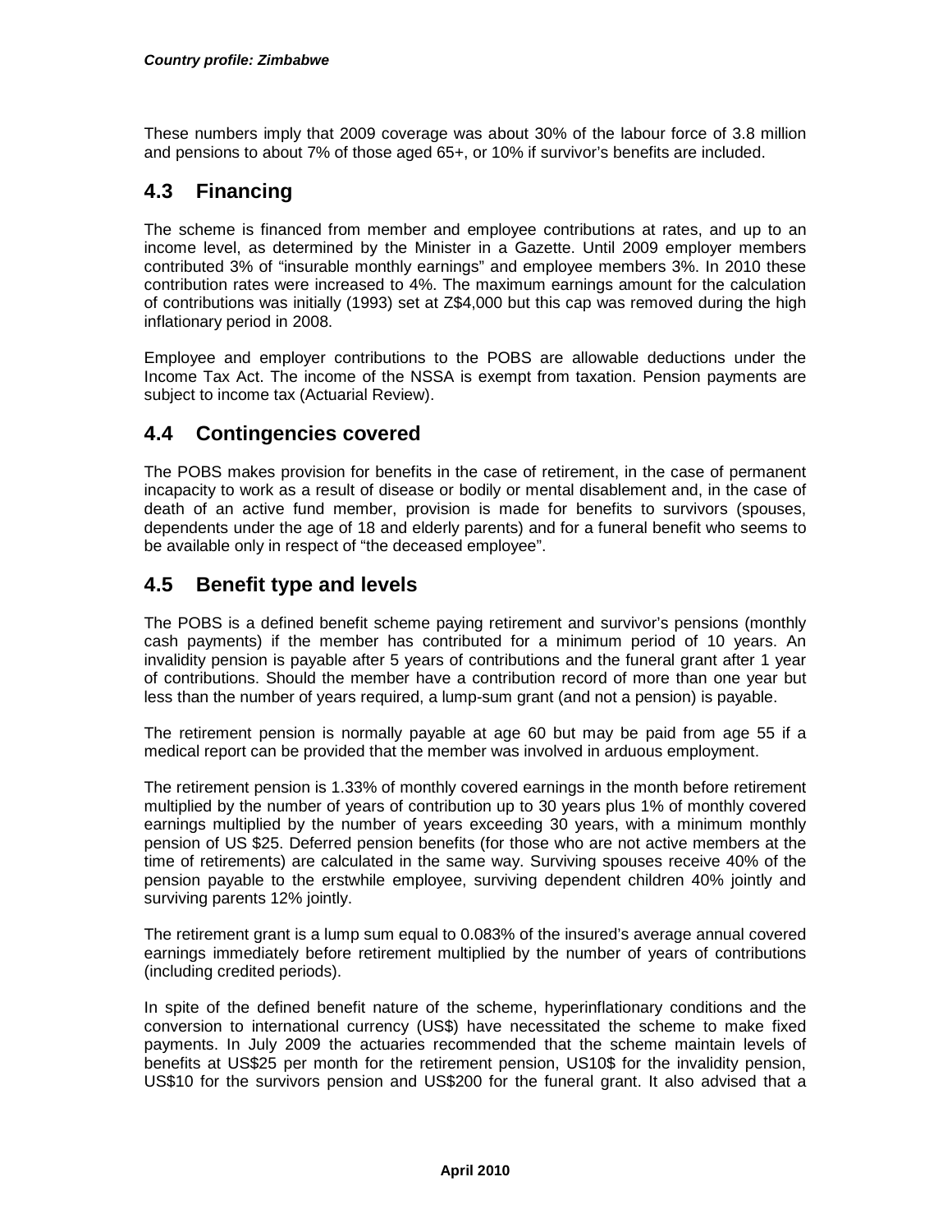These numbers imply that 2009 coverage was about 30% of the labour force of 3.8 million and pensions to about 7% of those aged 65+, or 10% if survivor's benefits are included.

## 4.3 Financing

The scheme is financed from member and employee contributions at rates, and up to an income level, as determined by the Minister in a Gazette. Until 2009 employer members contributed 3% of "insurable monthly earnings" and employee members 3%. In 2010 these contribution rates were increased to 4%. The maximum earnings amount for the calculation of contributions was initially (1993) set at Z$4,000 but this cap was removed during the high inflationary period in 2008.

Employee and employer contributions to the POBS are allowable deductions under the Income Tax Act. The income of the NSSA is exempt from taxation. Pension payments are subject to income tax (Actuarial Review).

## 4.4 Contingencies covered

The POBS makes provision for benefits in the case of retirement, in the case of permanent incapacity to work as a result of disease or bodily or mental disablement and, in the case of death of an active fund member, provision is made for benefits to survivors (spouses, dependents under the age of 18 and elderly parents) and for a funeral benefit who seems to be available only in respect of "the deceased employee".

## 4.5 Benefit type and levels

The POBS is a defined benefit scheme paying retirement and survivor's pensions (monthly cash payments) if the member has contributed for a minimum period of 10 years. An invalidity pension is payable after 5 years of contributions and the funeral grant after 1 year of contributions. Should the member have a contribution record of more than one year but less than the number of years required, a lump-sum grant (and not a pension) is payable.

The retirement pension is normally payable at age 60 but may be paid from age 55 if a medical report can be provided that the member was involved in arduous employment.

The retirement pension is 1.33% of monthly covered earnings in the month before retirement multiplied by the number of years of contribution up to 30 years plus 1% of monthly covered earnings multiplied by the number of years exceeding 30 years, with a minimum monthly pension of US $25. Deferred pension benefits (for those who are not active members at the time of retirements) are calculated in the same way. Surviving spouses receive 40% of the pension payable to the erstwhile employee, surviving dependent children 40% jointly and surviving parents 12% jointly.

The retirement grant is a lump sum equal to 0.083% of the insured's average annual covered earnings immediately before retirement multiplied by the number of years of contributions (including credited periods).

In spite of the defined benefit nature of the scheme, hyperinflationary conditions and the conversion to international currency (US$) have necessitated the scheme to make fixed payments. In July 2009 the actuaries recommended that the scheme maintain levels of benefits at US$25 per month for the retirement pension, US10$ for the invalidity pension, US$10 for the survivors pension and US$200 for the funeral grant. It also advised that a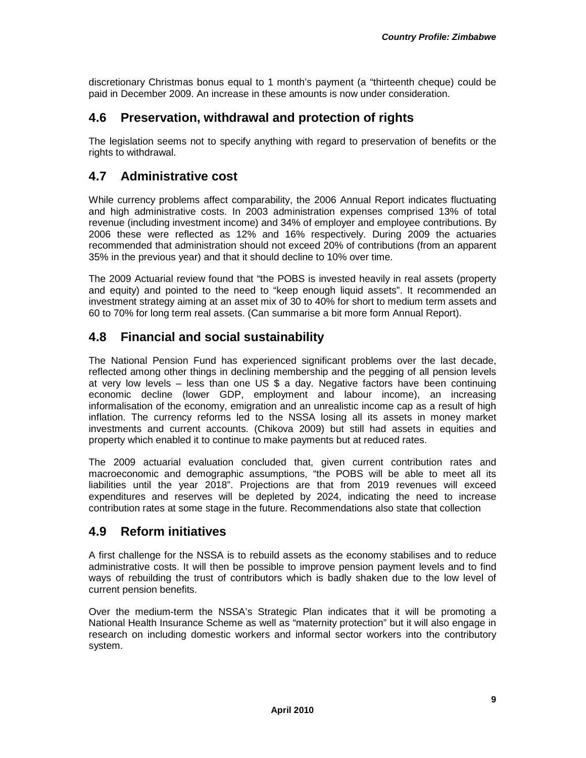discretionary Christmas bonus equal to 1 month's payment (a "thirteenth cheque) could be paid in December 2009. An increase in these amounts is now under consideration.

## 4.6 Preservation, withdrawal and protection of rights

The legislation seems not to specify anything with regard to preservation of benefits or the rights to withdrawal.

## 4.7 Administrative cost

While currency problems affect comparability, the 2006 Annual Report indicates fluctuating and high administrative costs. In 2003 administration expenses comprised 13% of total revenue (including investment income) and 34% of employer and employee contributions. By 2006 these were reflected as 12% and 16% respectively. During 2009 the actuaries recommended that administration should not exceed 20% of contributions (from an apparent 35% in the previous year) and that it should decline to 10% over time.

The 2009 Actuarial review found that "the POBS is invested heavily in real assets (property and equity) and pointed to the need to "keep enough liquid assets". It recommended an investment strategy aiming at an asset mix of 30 to 40% for short to medium term assets and 60 to 70% for long term real assets. (Can summarise a bit more form Annual Report).

## 4.8 Financial and social sustainability

The National Pension Fund has experienced significant problems over the last decade, reflected among other things in declining membership and the pegging of all pension levels at very low levels – less than one US $ a day. Negative factors have been continuing economic decline (lower GDP, employment and labour income), an increasing informalisation of the economy, emigration and an unrealistic income cap as a result of high inflation. The currency reforms led to the NSSA losing all its assets in money market investments and current accounts. (Chikova 2009) but still had assets in equities and property which enabled it to continue to make payments but at reduced rates.

The 2009 actuarial evaluation concluded that, given current contribution rates and macroeconomic and demographic assumptions, "the POBS will be able to meet all its liabilities until the year 2018". Projections are that from 2019 revenues will exceed expenditures and reserves will be depleted by 2024, indicating the need to increase contribution rates at some stage in the future. Recommendations also state that collection

## 4.9 Reform initiatives

A first challenge for the NSSA is to rebuild assets as the economy stabilises and to reduce administrative costs. It will then be possible to improve pension payment levels and to find ways of rebuilding the trust of contributors which is badly shaken due to the low level of current pension benefits.

Over the medium-term the NSSA's Strategic Plan indicates that it will be promoting a National Health Insurance Scheme as well as "maternity protection" but it will also engage in research on including domestic workers and informal sector workers into the contributory system.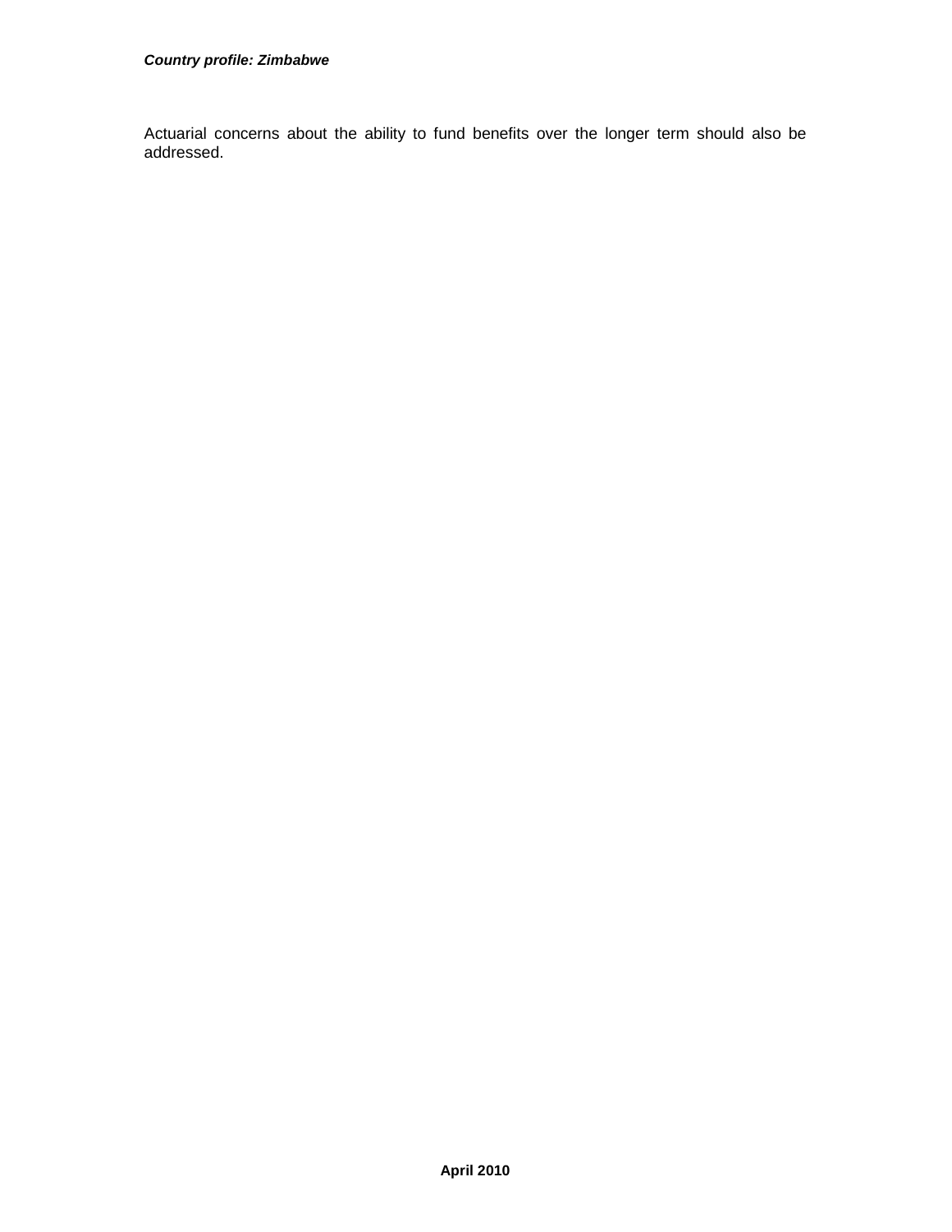Actuarial concerns about the ability to fund benefits over the longer term should also be addressed.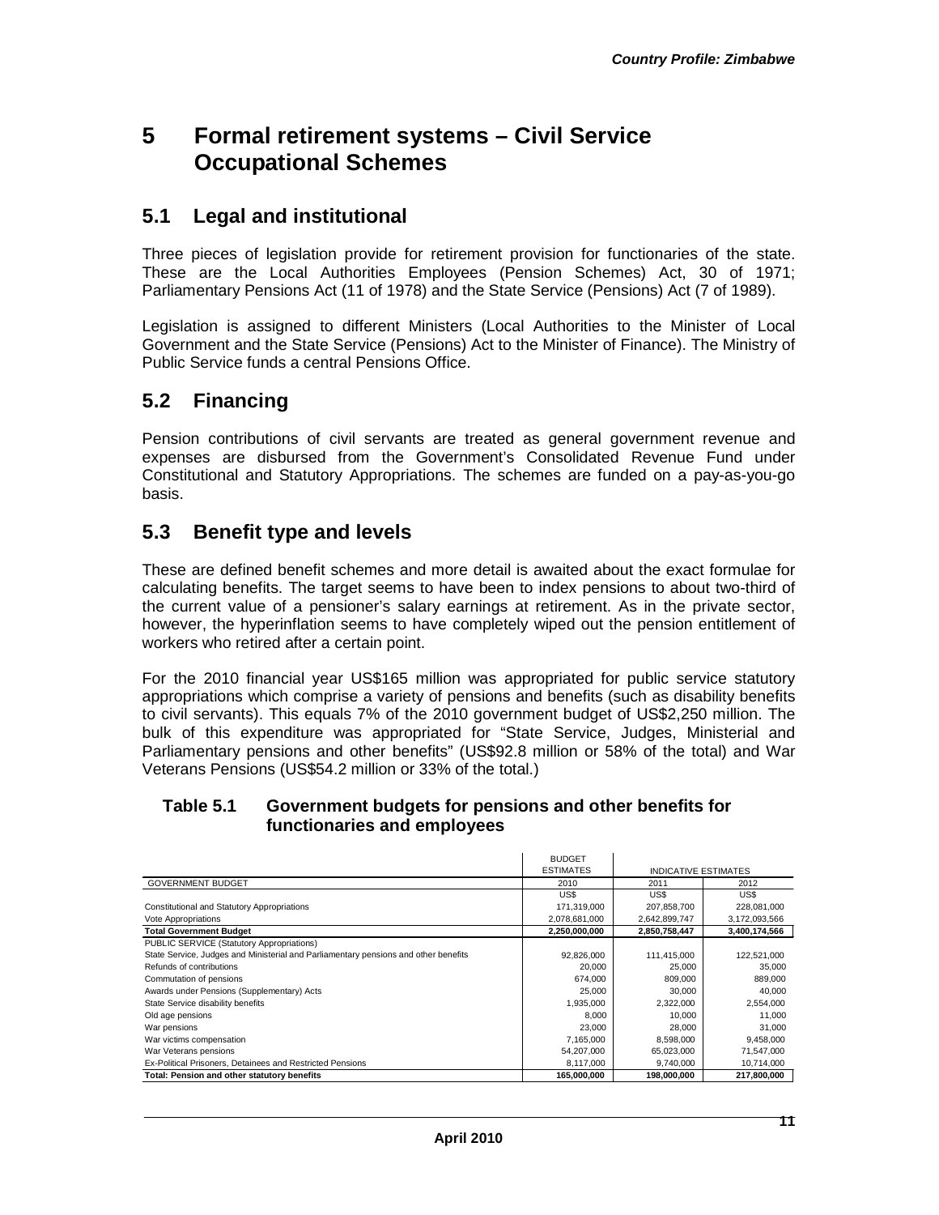# 5 Formal retirement systems – Civil Service Occupational Schemes

## 5.1 Legal and institutional

Three pieces of legislation provide for retirement provision for functionaries of the state. These are the Local Authorities Employees (Pension Schemes) Act, 30 of 1971; Parliamentary Pensions Act (11 of 1978) and the State Service (Pensions) Act (7 of 1989).

Legislation is assigned to different Ministers (Local Authorities to the Minister of Local Government and the State Service (Pensions) Act to the Minister of Finance). The Ministry of Public Service funds a central Pensions Office.

## 5.2 Financing

Pension contributions of civil servants are treated as general government revenue and expenses are disbursed from the Government's Consolidated Revenue Fund under Constitutional and Statutory Appropriations. The schemes are funded on a pay-as-you-go basis.

## 5.3 Benefit type and levels

These are defined benefit schemes and more detail is awaited about the exact formulae for calculating benefits. The target seems to have been to index pensions to about two-third of the current value of a pensioner's salary earnings at retirement. As in the private sector, however, the hyperinflation seems to have completely wiped out the pension entitlement of workers who retired after a certain point.

For the 2010 financial year US$165 million was appropriated for public service statutory appropriations which comprise a variety of pensions and benefits (such as disability benefits to civil servants). This equals 7% of the 2010 government budget of US$2,250 million. The bulk of this expenditure was appropriated for "State Service, Judges, Ministerial and Parliamentary pensions and other benefits" (US$92.8 million or 58% of the total) and War Veterans Pensions (US$54.2 million or 33% of the total.)

**Table 5.1 Government budgets for pensions and other benefits for functionaries and employees**

| | BUDGET ESTIMATES | INDICATIVE ESTIMATES | |
|---|---|---|---|
| GOVERNMENT BUDGET | 2010 | 2011 | 2012 |
| | US$ | US$ | US$ |
| Constitutional and Statutory Appropriations | 171,319,000 | 207,858,700 | 228,081,000 |
| Vote Appropriations | 2,078,681,000 | 2,642,899,747 | 3,172,093,566 |
| **Total Government Budget** | **2,250,000,000** | **2,850,758,447** | **3,400,174,566** |
| PUBLIC SERVICE (Statutory Appropriations) | | | |
| State Service, Judges and Ministerial and Parliamentary pensions and other benefits | 92,826,000 | 111,415,000 | 122,521,000 |
| Refunds of contributions | 20,000 | 25,000 | 35,000 |
| Commutation of pensions | 674,000 | 809,000 | 889,000 |
| Awards under Pensions (Supplementary) Acts | 25,000 | 30,000 | 40,000 |
| State Service disability benefits | 1,935,000 | 2,322,000 | 2,554,000 |
| Old age pensions | 8,000 | 10,000 | 11,000 |
| War pensions | 23,000 | 28,000 | 31,000 |
| War victims compensation | 7,165,000 | 8,598,000 | 9,458,000 |
| War Veterans pensions | 54,207,000 | 65,023,000 | 71,547,000 |
| Ex-Political Prisoners, Detainees and Restricted Pensions | 8,117,000 | 9,740,000 | 10,714,000 |
| **Total: Pension and other statutory benefits** | **165,000,000** | **198,000,000** | **217,800,000** |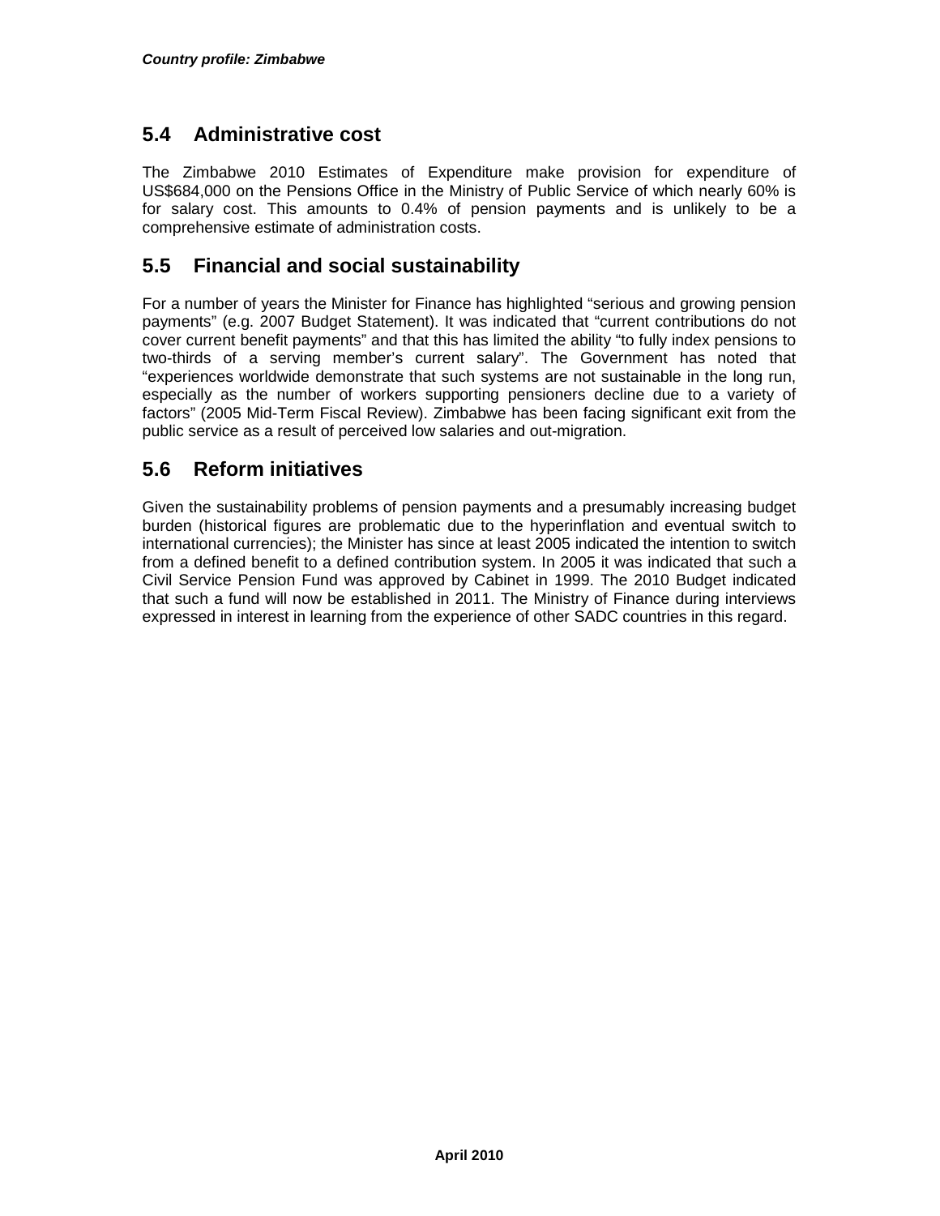## 5.4 Administrative cost

The Zimbabwe 2010 Estimates of Expenditure make provision for expenditure of US$684,000 on the Pensions Office in the Ministry of Public Service of which nearly 60% is for salary cost. This amounts to 0.4% of pension payments and is unlikely to be a comprehensive estimate of administration costs.

## 5.5 Financial and social sustainability

For a number of years the Minister for Finance has highlighted "serious and growing pension payments" (e.g. 2007 Budget Statement). It was indicated that "current contributions do not cover current benefit payments" and that this has limited the ability "to fully index pensions to two-thirds of a serving member's current salary". The Government has noted that "experiences worldwide demonstrate that such systems are not sustainable in the long run, especially as the number of workers supporting pensioners decline due to a variety of factors" (2005 Mid-Term Fiscal Review). Zimbabwe has been facing significant exit from the public service as a result of perceived low salaries and out-migration.

## 5.6 Reform initiatives

Given the sustainability problems of pension payments and a presumably increasing budget burden (historical figures are problematic due to the hyperinflation and eventual switch to international currencies); the Minister has since at least 2005 indicated the intention to switch from a defined benefit to a defined contribution system. In 2005 it was indicated that such a Civil Service Pension Fund was approved by Cabinet in 1999. The 2010 Budget indicated that such a fund will now be established in 2011. The Ministry of Finance during interviews expressed in interest in learning from the experience of other SADC countries in this regard.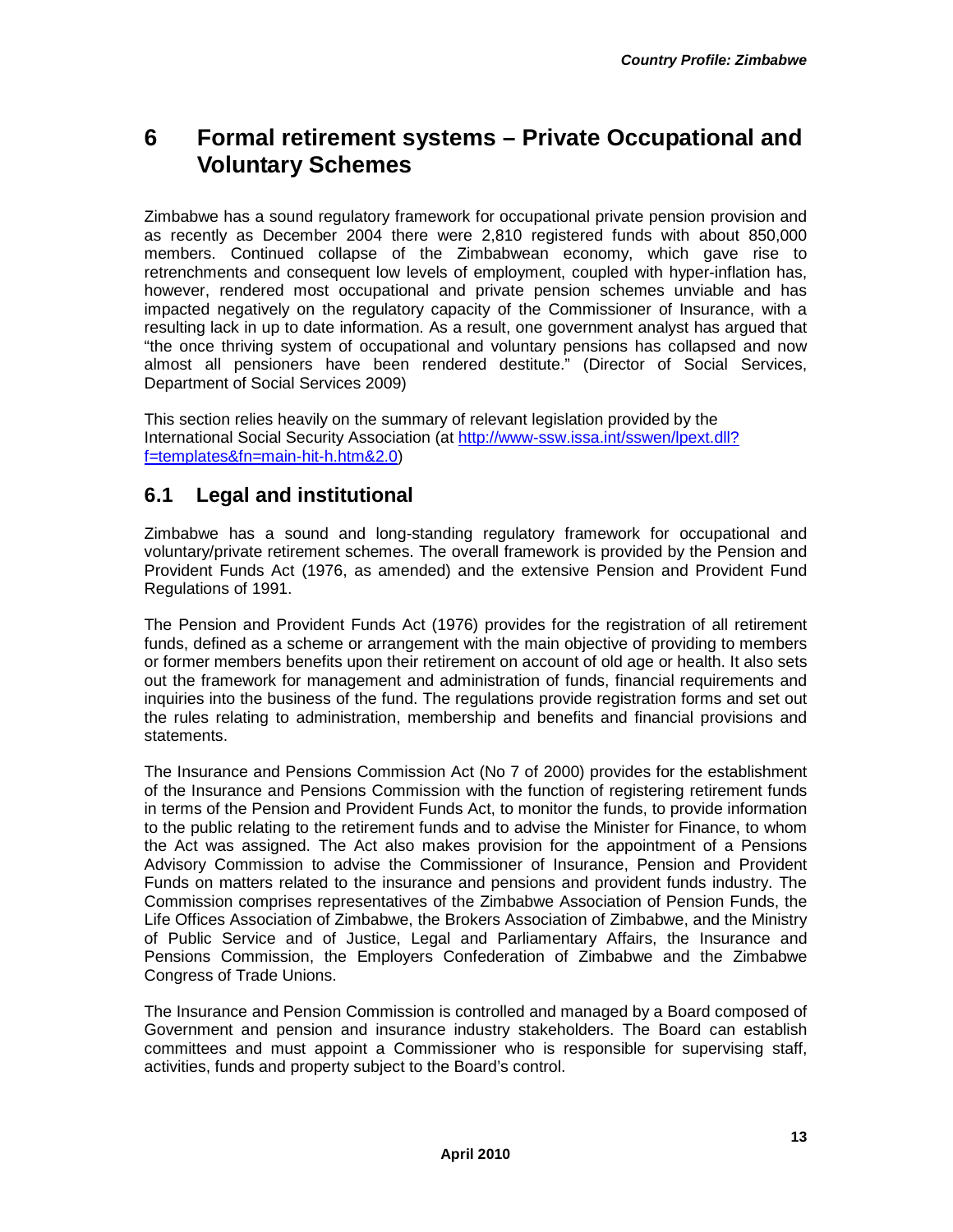# 6 Formal retirement systems – Private Occupational and Voluntary Schemes

Zimbabwe has a sound regulatory framework for occupational private pension provision and as recently as December 2004 there were 2,810 registered funds with about 850,000 members. Continued collapse of the Zimbabwean economy, which gave rise to retrenchments and consequent low levels of employment, coupled with hyper-inflation has, however, rendered most occupational and private pension schemes unviable and has impacted negatively on the regulatory capacity of the Commissioner of Insurance, with a resulting lack in up to date information. As a result, one government analyst has argued that "the once thriving system of occupational and voluntary pensions has collapsed and now almost all pensioners have been rendered destitute." (Director of Social Services, Department of Social Services 2009)

This section relies heavily on the summary of relevant legislation provided by the International Social Security Association (at http://www-ssw.issa.int/sswen/lpext.dll?f=templates&fn=main-hit-h.htm&2.0)

## 6.1 Legal and institutional

Zimbabwe has a sound and long-standing regulatory framework for occupational and voluntary/private retirement schemes. The overall framework is provided by the Pension and Provident Funds Act (1976, as amended) and the extensive Pension and Provident Fund Regulations of 1991.

The Pension and Provident Funds Act (1976) provides for the registration of all retirement funds, defined as a scheme or arrangement with the main objective of providing to members or former members benefits upon their retirement on account of old age or health. It also sets out the framework for management and administration of funds, financial requirements and inquiries into the business of the fund. The regulations provide registration forms and set out the rules relating to administration, membership and benefits and financial provisions and statements.

The Insurance and Pensions Commission Act (No 7 of 2000) provides for the establishment of the Insurance and Pensions Commission with the function of registering retirement funds in terms of the Pension and Provident Funds Act, to monitor the funds, to provide information to the public relating to the retirement funds and to advise the Minister for Finance, to whom the Act was assigned. The Act also makes provision for the appointment of a Pensions Advisory Commission to advise the Commissioner of Insurance, Pension and Provident Funds on matters related to the insurance and pensions and provident funds industry. The Commission comprises representatives of the Zimbabwe Association of Pension Funds, the Life Offices Association of Zimbabwe, the Brokers Association of Zimbabwe, and the Ministry of Public Service and of Justice, Legal and Parliamentary Affairs, the Insurance and Pensions Commission, the Employers Confederation of Zimbabwe and the Zimbabwe Congress of Trade Unions.

The Insurance and Pension Commission is controlled and managed by a Board composed of Government and pension and insurance industry stakeholders. The Board can establish committees and must appoint a Commissioner who is responsible for supervising staff, activities, funds and property subject to the Board's control.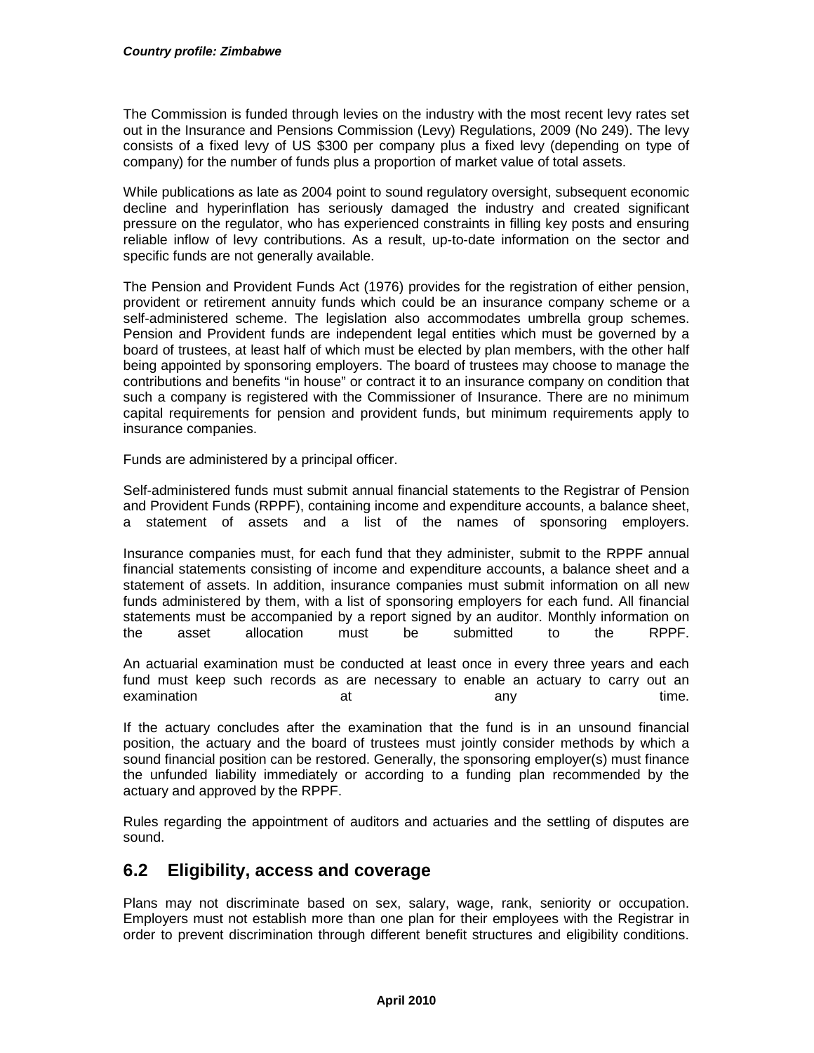The Commission is funded through levies on the industry with the most recent levy rates set out in the Insurance and Pensions Commission (Levy) Regulations, 2009 (No 249). The levy consists of a fixed levy of US $300 per company plus a fixed levy (depending on type of company) for the number of funds plus a proportion of market value of total assets.

While publications as late as 2004 point to sound regulatory oversight, subsequent economic decline and hyperinflation has seriously damaged the industry and created significant pressure on the regulator, who has experienced constraints in filling key posts and ensuring reliable inflow of levy contributions. As a result, up-to-date information on the sector and specific funds are not generally available.

The Pension and Provident Funds Act (1976) provides for the registration of either pension, provident or retirement annuity funds which could be an insurance company scheme or a self-administered scheme. The legislation also accommodates umbrella group schemes. Pension and Provident funds are independent legal entities which must be governed by a board of trustees, at least half of which must be elected by plan members, with the other half being appointed by sponsoring employers. The board of trustees may choose to manage the contributions and benefits "in house" or contract it to an insurance company on condition that such a company is registered with the Commissioner of Insurance. There are no minimum capital requirements for pension and provident funds, but minimum requirements apply to insurance companies.

Funds are administered by a principal officer.

Self-administered funds must submit annual financial statements to the Registrar of Pension and Provident Funds (RPPF), containing income and expenditure accounts, a balance sheet, a statement of assets and a list of the names of sponsoring employers.

Insurance companies must, for each fund that they administer, submit to the RPPF annual financial statements consisting of income and expenditure accounts, a balance sheet and a statement of assets. In addition, insurance companies must submit information on all new funds administered by them, with a list of sponsoring employers for each fund. All financial statements must be accompanied by a report signed by an auditor. Monthly information on the asset allocation must be submitted to the RPPF.

An actuarial examination must be conducted at least once in every three years and each fund must keep such records as are necessary to enable an actuary to carry out an examination at any time.

If the actuary concludes after the examination that the fund is in an unsound financial position, the actuary and the board of trustees must jointly consider methods by which a sound financial position can be restored. Generally, the sponsoring employer(s) must finance the unfunded liability immediately or according to a funding plan recommended by the actuary and approved by the RPPF.

Rules regarding the appointment of auditors and actuaries and the settling of disputes are sound.

## 6.2 Eligibility, access and coverage

Plans may not discriminate based on sex, salary, wage, rank, seniority or occupation. Employers must not establish more than one plan for their employees with the Registrar in order to prevent discrimination through different benefit structures and eligibility conditions.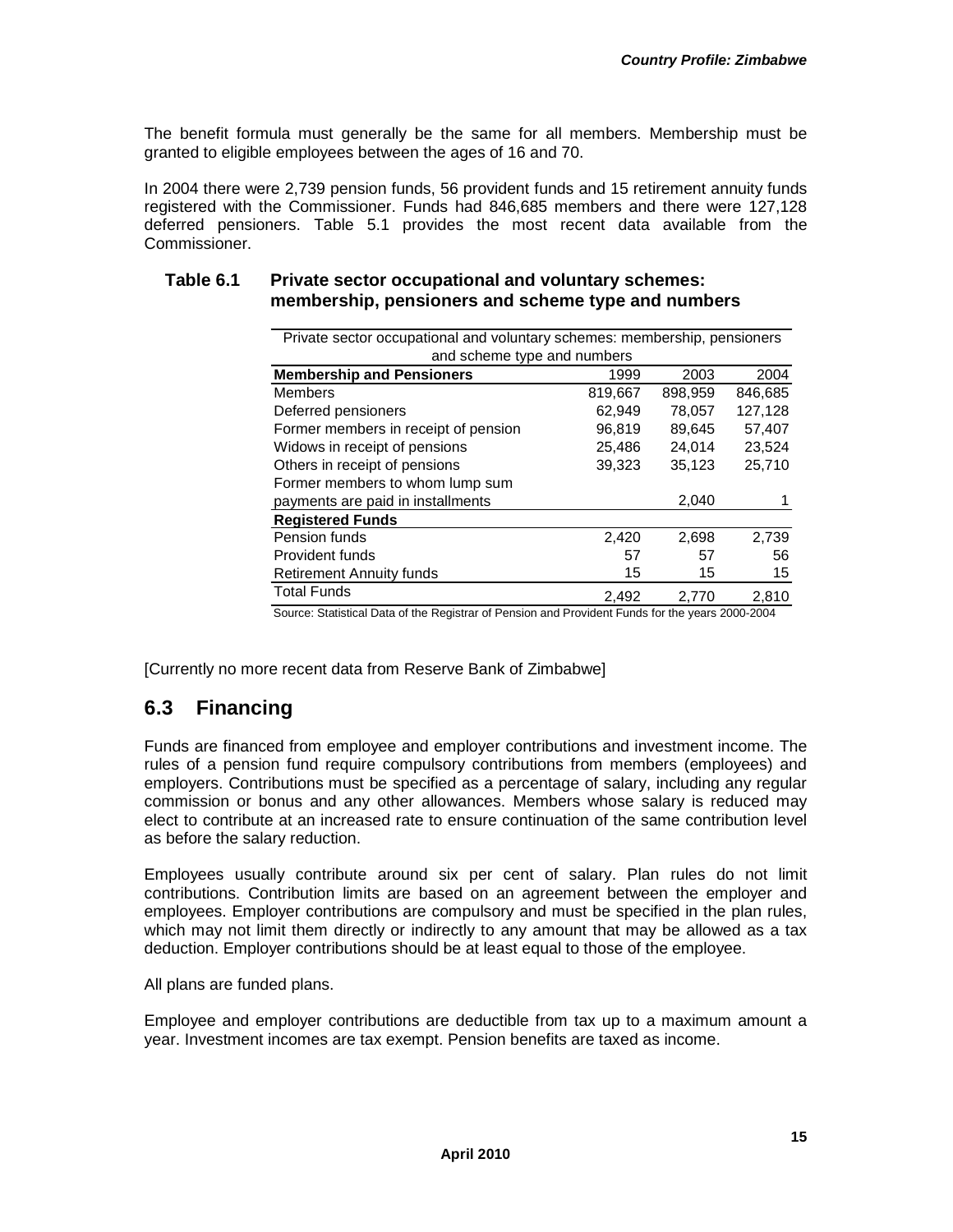The benefit formula must generally be the same for all members. Membership must be granted to eligible employees between the ages of 16 and 70.

In 2004 there were 2,739 pension funds, 56 provident funds and 15 retirement annuity funds registered with the Commissioner. Funds had 846,685 members and there were 127,128 deferred pensioners. Table 5.1 provides the most recent data available from the Commissioner.

**Table 6.1 Private sector occupational and voluntary schemes: membership, pensioners and scheme type and numbers**

| Private sector occupational and voluntary schemes: membership, pensioners and scheme type and numbers | | | |
|---|---|---|---|
| **Membership and Pensioners** | 1999 | 2003 | 2004 |
| Members | 819,667 | 898,959 | 846,685 |
| Deferred pensioners | 62,949 | 78,057 | 127,128 |
| Former members in receipt of pension | 96,819 | 89,645 | 57,407 |
| Widows in receipt of pensions | 25,486 | 24,014 | 23,524 |
| Others in receipt of pensions | 39,323 | 35,123 | 25,710 |
| Former members to whom lump sum payments are paid in installments | | 2,040 | 1 |
| **Registered Funds** | | | |
| Pension funds | 2,420 | 2,698 | 2,739 |
| Provident funds | 57 | 57 | 56 |
| Retirement Annuity funds | 15 | 15 | 15 |
| Total Funds | 2,492 | 2,770 | 2,810 |

Source: Statistical Data of the Registrar of Pension and Provident Funds for the years 2000-2004

[Currently no more recent data from Reserve Bank of Zimbabwe]

## 6.3 Financing

Funds are financed from employee and employer contributions and investment income. The rules of a pension fund require compulsory contributions from members (employees) and employers. Contributions must be specified as a percentage of salary, including any regular commission or bonus and any other allowances. Members whose salary is reduced may elect to contribute at an increased rate to ensure continuation of the same contribution level as before the salary reduction.

Employees usually contribute around six per cent of salary. Plan rules do not limit contributions. Contribution limits are based on an agreement between the employer and employees. Employer contributions are compulsory and must be specified in the plan rules, which may not limit them directly or indirectly to any amount that may be allowed as a tax deduction. Employer contributions should be at least equal to those of the employee.

All plans are funded plans.

Employee and employer contributions are deductible from tax up to a maximum amount a year. Investment incomes are tax exempt. Pension benefits are taxed as income.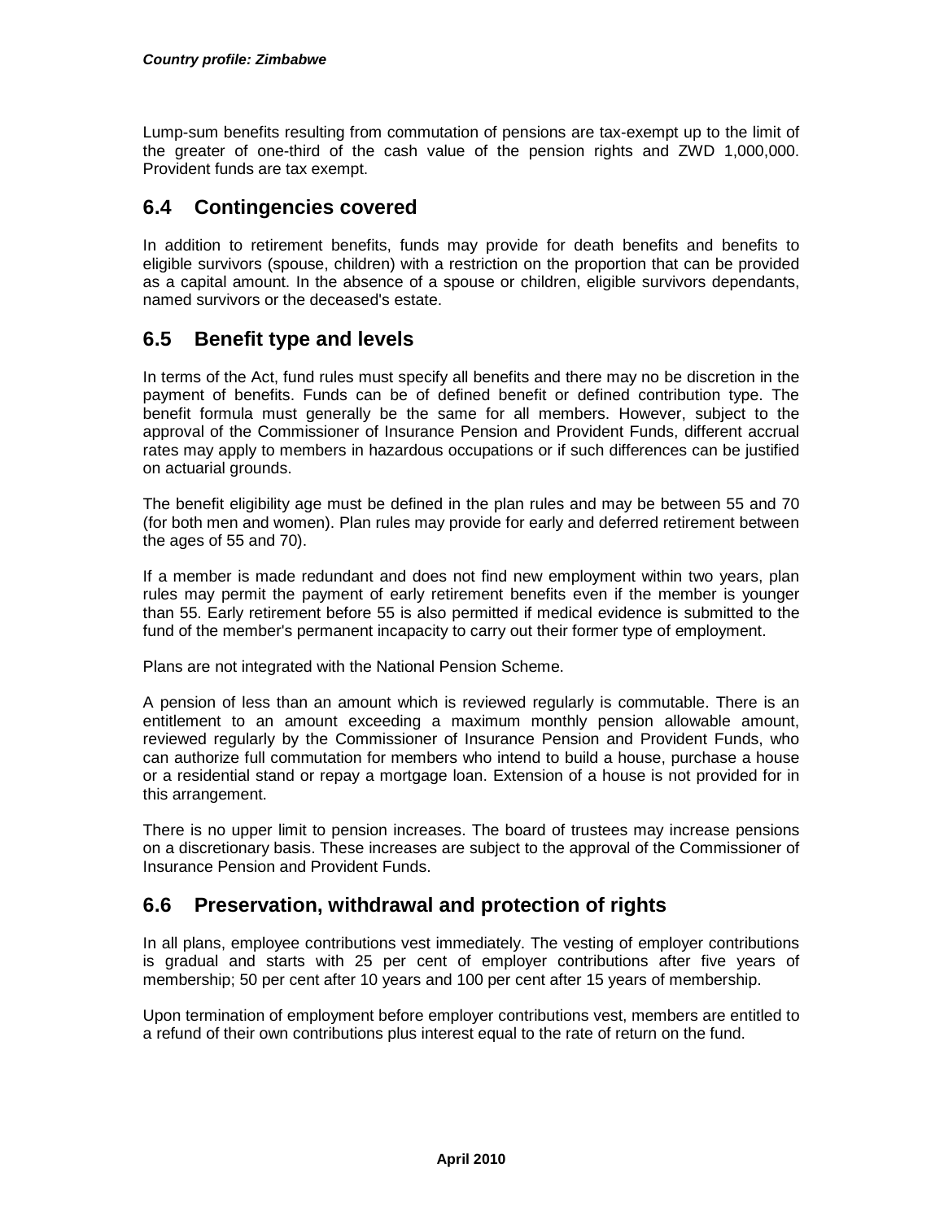Lump-sum benefits resulting from commutation of pensions are tax-exempt up to the limit of the greater of one-third of the cash value of the pension rights and ZWD 1,000,000. Provident funds are tax exempt.

## 6.4 Contingencies covered

In addition to retirement benefits, funds may provide for death benefits and benefits to eligible survivors (spouse, children) with a restriction on the proportion that can be provided as a capital amount. In the absence of a spouse or children, eligible survivors dependants, named survivors or the deceased's estate.

## 6.5 Benefit type and levels

In terms of the Act, fund rules must specify all benefits and there may no be discretion in the payment of benefits. Funds can be of defined benefit or defined contribution type. The benefit formula must generally be the same for all members. However, subject to the approval of the Commissioner of Insurance Pension and Provident Funds, different accrual rates may apply to members in hazardous occupations or if such differences can be justified on actuarial grounds.

The benefit eligibility age must be defined in the plan rules and may be between 55 and 70 (for both men and women). Plan rules may provide for early and deferred retirement between the ages of 55 and 70).

If a member is made redundant and does not find new employment within two years, plan rules may permit the payment of early retirement benefits even if the member is younger than 55. Early retirement before 55 is also permitted if medical evidence is submitted to the fund of the member's permanent incapacity to carry out their former type of employment.

Plans are not integrated with the National Pension Scheme.

A pension of less than an amount which is reviewed regularly is commutable. There is an entitlement to an amount exceeding a maximum monthly pension allowable amount, reviewed regularly by the Commissioner of Insurance Pension and Provident Funds, who can authorize full commutation for members who intend to build a house, purchase a house or a residential stand or repay a mortgage loan. Extension of a house is not provided for in this arrangement.

There is no upper limit to pension increases. The board of trustees may increase pensions on a discretionary basis. These increases are subject to the approval of the Commissioner of Insurance Pension and Provident Funds.

## 6.6 Preservation, withdrawal and protection of rights

In all plans, employee contributions vest immediately. The vesting of employer contributions is gradual and starts with 25 per cent of employer contributions after five years of membership; 50 per cent after 10 years and 100 per cent after 15 years of membership.

Upon termination of employment before employer contributions vest, members are entitled to a refund of their own contributions plus interest equal to the rate of return on the fund.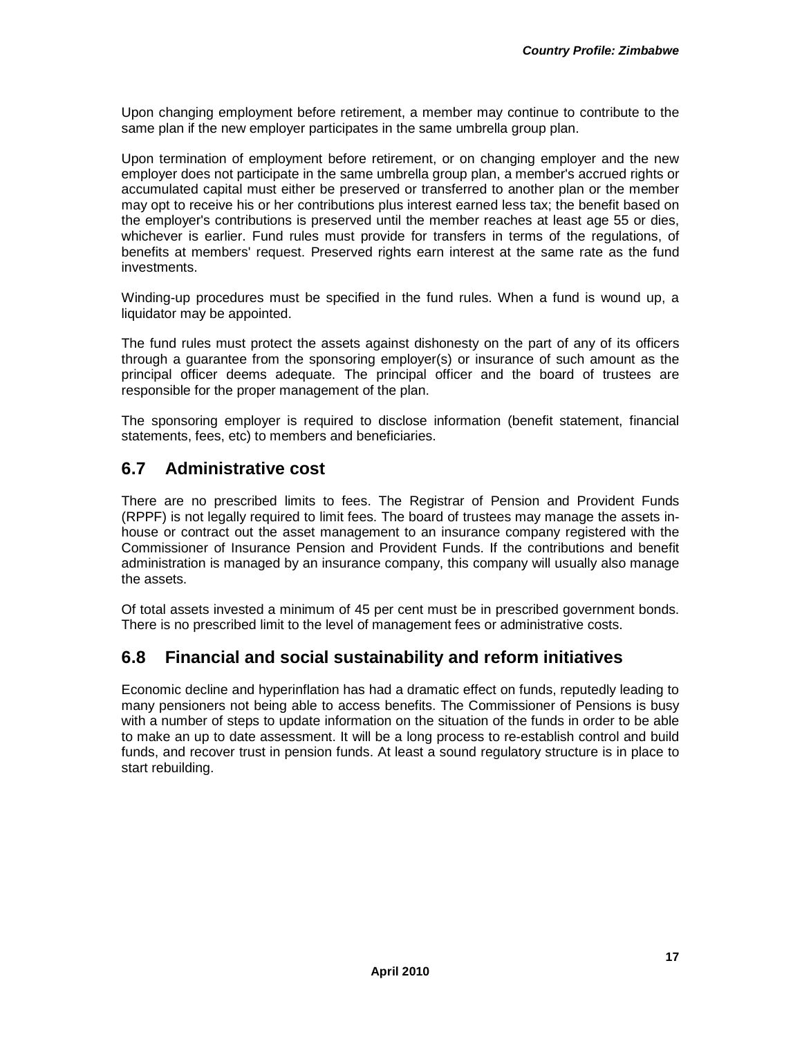Upon changing employment before retirement, a member may continue to contribute to the same plan if the new employer participates in the same umbrella group plan.

Upon termination of employment before retirement, or on changing employer and the new employer does not participate in the same umbrella group plan, a member's accrued rights or accumulated capital must either be preserved or transferred to another plan or the member may opt to receive his or her contributions plus interest earned less tax; the benefit based on the employer's contributions is preserved until the member reaches at least age 55 or dies, whichever is earlier. Fund rules must provide for transfers in terms of the regulations, of benefits at members' request. Preserved rights earn interest at the same rate as the fund investments.

Winding-up procedures must be specified in the fund rules. When a fund is wound up, a liquidator may be appointed.

The fund rules must protect the assets against dishonesty on the part of any of its officers through a guarantee from the sponsoring employer(s) or insurance of such amount as the principal officer deems adequate. The principal officer and the board of trustees are responsible for the proper management of the plan.

The sponsoring employer is required to disclose information (benefit statement, financial statements, fees, etc) to members and beneficiaries.

## 6.7 Administrative cost

There are no prescribed limits to fees. The Registrar of Pension and Provident Funds (RPPF) is not legally required to limit fees. The board of trustees may manage the assets in-house or contract out the asset management to an insurance company registered with the Commissioner of Insurance Pension and Provident Funds. If the contributions and benefit administration is managed by an insurance company, this company will usually also manage the assets.

Of total assets invested a minimum of 45 per cent must be in prescribed government bonds. There is no prescribed limit to the level of management fees or administrative costs.

## 6.8 Financial and social sustainability and reform initiatives

Economic decline and hyperinflation has had a dramatic effect on funds, reputedly leading to many pensioners not being able to access benefits. The Commissioner of Pensions is busy with a number of steps to update information on the situation of the funds in order to be able to make an up to date assessment. It will be a long process to re-establish control and build funds, and recover trust in pension funds. At least a sound regulatory structure is in place to start rebuilding.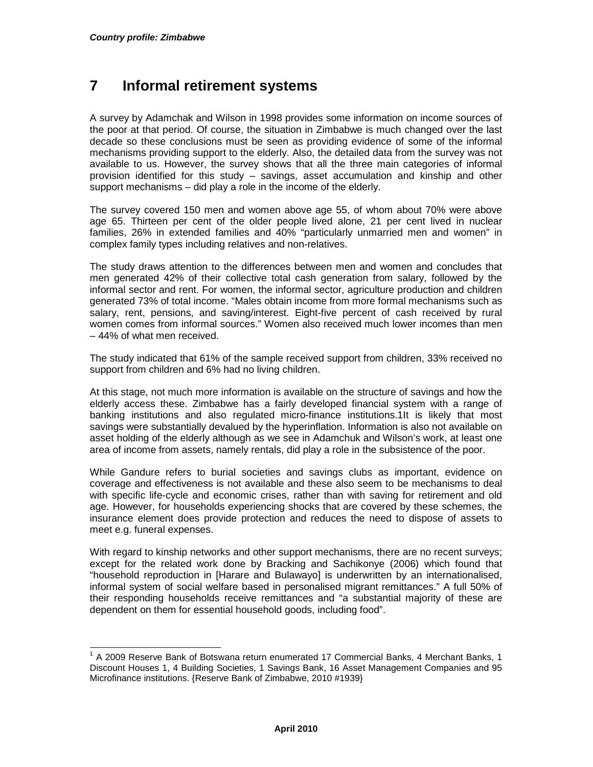# 7 Informal retirement systems

A survey by Adamchak and Wilson in 1998 provides some information on income sources of the poor at that period. Of course, the situation in Zimbabwe is much changed over the last decade so these conclusions must be seen as providing evidence of some of the informal mechanisms providing support to the elderly. Also, the detailed data from the survey was not available to us. However, the survey shows that all the three main categories of informal provision identified for this study – savings, asset accumulation and kinship and other support mechanisms – did play a role in the income of the elderly.

The survey covered 150 men and women above age 55, of whom about 70% were above age 65. Thirteen per cent of the older people lived alone, 21 per cent lived in nuclear families, 26% in extended families and 40% "particularly unmarried men and women" in complex family types including relatives and non-relatives.

The study draws attention to the differences between men and women and concludes that men generated 42% of their collective total cash generation from salary, followed by the informal sector and rent. For women, the informal sector, agriculture production and children generated 73% of total income. "Males obtain income from more formal mechanisms such as salary, rent, pensions, and saving/interest. Eight-five percent of cash received by rural women comes from informal sources." Women also received much lower incomes than men – 44% of what men received.

The study indicated that 61% of the sample received support from children, 33% received no support from children and 6% had no living children.

At this stage, not much more information is available on the structure of savings and how the elderly access these. Zimbabwe has a fairly developed financial system with a range of banking institutions and also regulated micro-finance institutions.[1]It is likely that most savings were substantially devalued by the hyperinflation. Information is also not available on asset holding of the elderly although as we see in Adamchuk and Wilson's work, at least one area of income from assets, namely rentals, did play a role in the subsistence of the poor.

While Gandure refers to burial societies and savings clubs as important, evidence on coverage and effectiveness is not available and these also seem to be mechanisms to deal with specific life-cycle and economic crises, rather than with saving for retirement and old age. However, for households experiencing shocks that are covered by these schemes, the insurance element does provide protection and reduces the need to dispose of assets to meet e.g. funeral expenses.

With regard to kinship networks and other support mechanisms, there are no recent surveys; except for the related work done by Bracking and Sachikonye (2006) which found that "household reproduction in [Harare and Bulawayo] is underwritten by an internationalised, informal system of social welfare based in personalised migrant remittances." A full 50% of their responding households receive remittances and "a substantial majority of these are dependent on them for essential household goods, including food".

---

[1] A 2009 Reserve Bank of Botswana return enumerated 17 Commercial Banks, 4 Merchant Banks, 1 Discount Houses 1, 4 Building Societies, 1 Savings Bank, 16 Asset Management Companies and 95 Microfinance institutions. {Reserve Bank of Zimbabwe, 2010 #1939}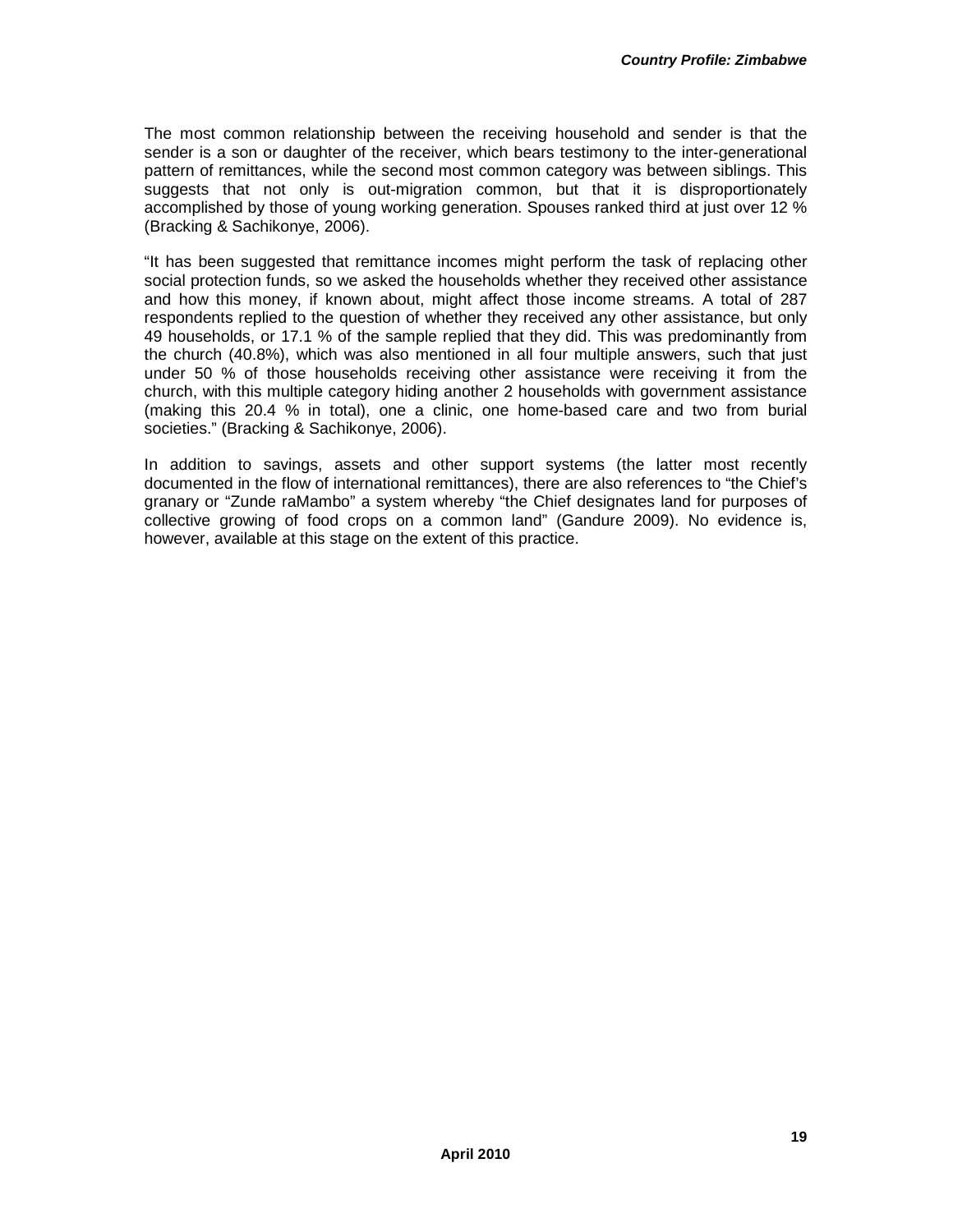The most common relationship between the receiving household and sender is that the sender is a son or daughter of the receiver, which bears testimony to the inter-generational pattern of remittances, while the second most common category was between siblings. This suggests that not only is out-migration common, but that it is disproportionately accomplished by those of young working generation. Spouses ranked third at just over 12 % (Bracking & Sachikonye, 2006).

"It has been suggested that remittance incomes might perform the task of replacing other social protection funds, so we asked the households whether they received other assistance and how this money, if known about, might affect those income streams. A total of 287 respondents replied to the question of whether they received any other assistance, but only 49 households, or 17.1 % of the sample replied that they did. This was predominantly from the church (40.8%), which was also mentioned in all four multiple answers, such that just under 50 % of those households receiving other assistance were receiving it from the church, with this multiple category hiding another 2 households with government assistance (making this 20.4 % in total), one a clinic, one home-based care and two from burial societies." (Bracking & Sachikonye, 2006).

In addition to savings, assets and other support systems (the latter most recently documented in the flow of international remittances), there are also references to "the Chief's granary or "Zunde raMambo" a system whereby "the Chief designates land for purposes of collective growing of food crops on a common land" (Gandure 2009). No evidence is, however, available at this stage on the extent of this practice.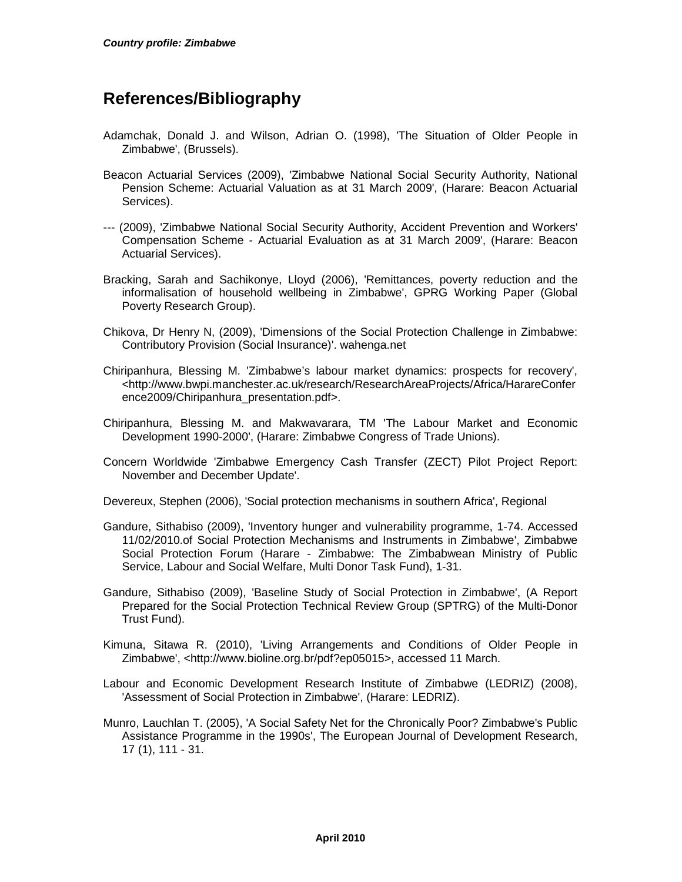# References/Bibliography

Adamchak, Donald J. and Wilson, Adrian O. (1998), 'The Situation of Older People in Zimbabwe', (Brussels).

Beacon Actuarial Services (2009), 'Zimbabwe National Social Security Authority, National Pension Scheme: Actuarial Valuation as at 31 March 2009', (Harare: Beacon Actuarial Services).

--- (2009), 'Zimbabwe National Social Security Authority, Accident Prevention and Workers' Compensation Scheme - Actuarial Evaluation as at 31 March 2009', (Harare: Beacon Actuarial Services).

Bracking, Sarah and Sachikonye, Lloyd (2006), 'Remittances, poverty reduction and the informalisation of household wellbeing in Zimbabwe', GPRG Working Paper (Global Poverty Research Group).

Chikova, Dr Henry N, (2009), 'Dimensions of the Social Protection Challenge in Zimbabwe: Contributory Provision (Social Insurance)'. wahenga.net

Chiripanhura, Blessing M. 'Zimbabwe's labour market dynamics: prospects for recovery', <http://www.bwpi.manchester.ac.uk/research/ResearchAreaProjects/Africa/HarareConference2009/Chiripanhura_presentation.pdf>.

Chiripanhura, Blessing M. and Makwavarara, TM 'The Labour Market and Economic Development 1990-2000', (Harare: Zimbabwe Congress of Trade Unions).

Concern Worldwide 'Zimbabwe Emergency Cash Transfer (ZECT) Pilot Project Report: November and December Update'.

Devereux, Stephen (2006), 'Social protection mechanisms in southern Africa', Regional

Gandure, Sithabiso (2009), 'Inventory hunger and vulnerability programme, 1-74. Accessed 11/02/2010.of Social Protection Mechanisms and Instruments in Zimbabwe', Zimbabwe Social Protection Forum (Harare - Zimbabwe: The Zimbabwean Ministry of Public Service, Labour and Social Welfare, Multi Donor Task Fund), 1-31.

Gandure, Sithabiso (2009), 'Baseline Study of Social Protection in Zimbabwe', (A Report Prepared for the Social Protection Technical Review Group (SPTRG) of the Multi-Donor Trust Fund).

Kimuna, Sitawa R. (2010), 'Living Arrangements and Conditions of Older People in Zimbabwe', <http://www.bioline.org.br/pdf?ep05015>, accessed 11 March.

Labour and Economic Development Research Institute of Zimbabwe (LEDRIZ) (2008), 'Assessment of Social Protection in Zimbabwe', (Harare: LEDRIZ).

Munro, Lauchlan T. (2005), 'A Social Safety Net for the Chronically Poor? Zimbabwe's Public Assistance Programme in the 1990s', The European Journal of Development Research, 17 (1), 111 - 31.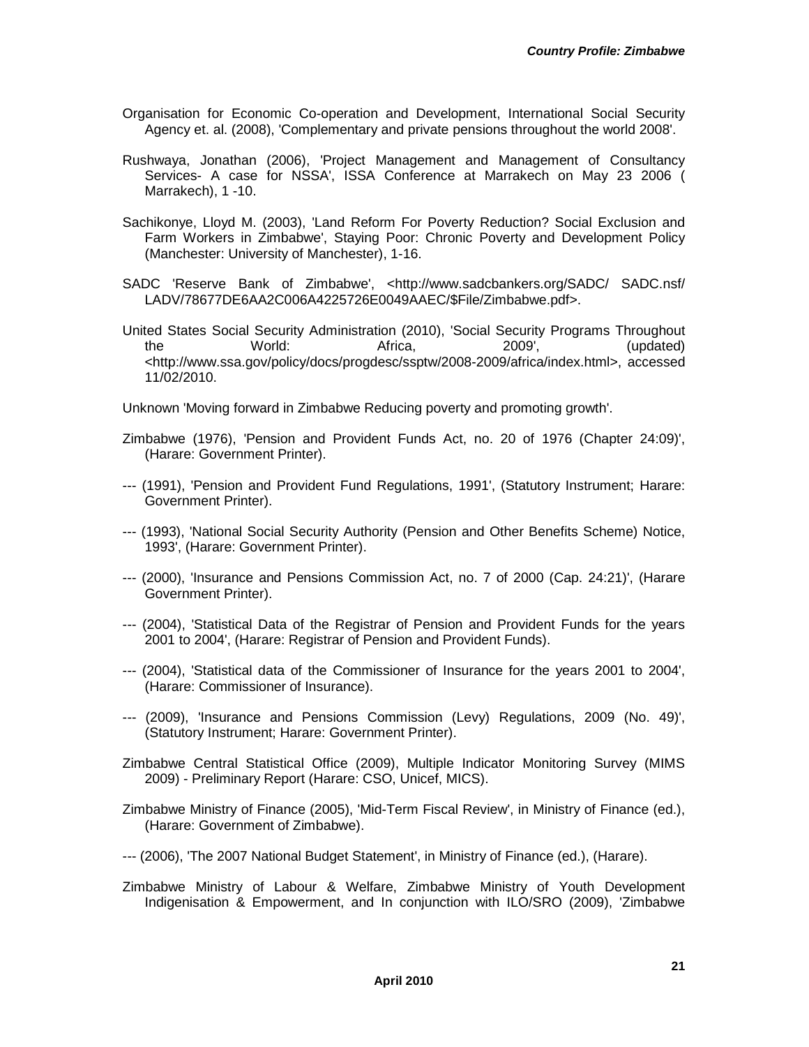Organisation for Economic Co-operation and Development, International Social Security Agency et. al. (2008), 'Complementary and private pensions throughout the world 2008'.

Rushwaya, Jonathan (2006), 'Project Management and Management of Consultancy Services- A case for NSSA', ISSA Conference at Marrakech on May 23 2006 ( Marrakech), 1 -10.

Sachikonye, Lloyd M. (2003), 'Land Reform For Poverty Reduction? Social Exclusion and Farm Workers in Zimbabwe', Staying Poor: Chronic Poverty and Development Policy (Manchester: University of Manchester), 1-16.

SADC 'Reserve Bank of Zimbabwe', <http://www.sadcbankers.org/SADC/ SADC.nsf/ LADV/78677DE6AA2C006A4225726E0049AAEC/$File/Zimbabwe.pdf>.

United States Social Security Administration (2010), 'Social Security Programs Throughout the World: Africa, 2009', (updated) <http://www.ssa.gov/policy/docs/progdesc/ssptw/2008-2009/africa/index.html>, accessed 11/02/2010.

Unknown 'Moving forward in Zimbabwe Reducing poverty and promoting growth'.

Zimbabwe (1976), 'Pension and Provident Funds Act, no. 20 of 1976 (Chapter 24:09)', (Harare: Government Printer).

--- (1991), 'Pension and Provident Fund Regulations, 1991', (Statutory Instrument; Harare: Government Printer).

--- (1993), 'National Social Security Authority (Pension and Other Benefits Scheme) Notice, 1993', (Harare: Government Printer).

--- (2000), 'Insurance and Pensions Commission Act, no. 7 of 2000 (Cap. 24:21)', (Harare Government Printer).

--- (2004), 'Statistical Data of the Registrar of Pension and Provident Funds for the years 2001 to 2004', (Harare: Registrar of Pension and Provident Funds).

--- (2004), 'Statistical data of the Commissioner of Insurance for the years 2001 to 2004', (Harare: Commissioner of Insurance).

--- (2009), 'Insurance and Pensions Commission (Levy) Regulations, 2009 (No. 49)', (Statutory Instrument; Harare: Government Printer).

Zimbabwe Central Statistical Office (2009), Multiple Indicator Monitoring Survey (MIMS 2009) - Preliminary Report (Harare: CSO, Unicef, MICS).

Zimbabwe Ministry of Finance (2005), 'Mid-Term Fiscal Review', in Ministry of Finance (ed.), (Harare: Government of Zimbabwe).

--- (2006), 'The 2007 National Budget Statement', in Ministry of Finance (ed.), (Harare).

Zimbabwe Ministry of Labour & Welfare, Zimbabwe Ministry of Youth Development Indigenisation & Empowerment, and In conjunction with ILO/SRO (2009), 'Zimbabwe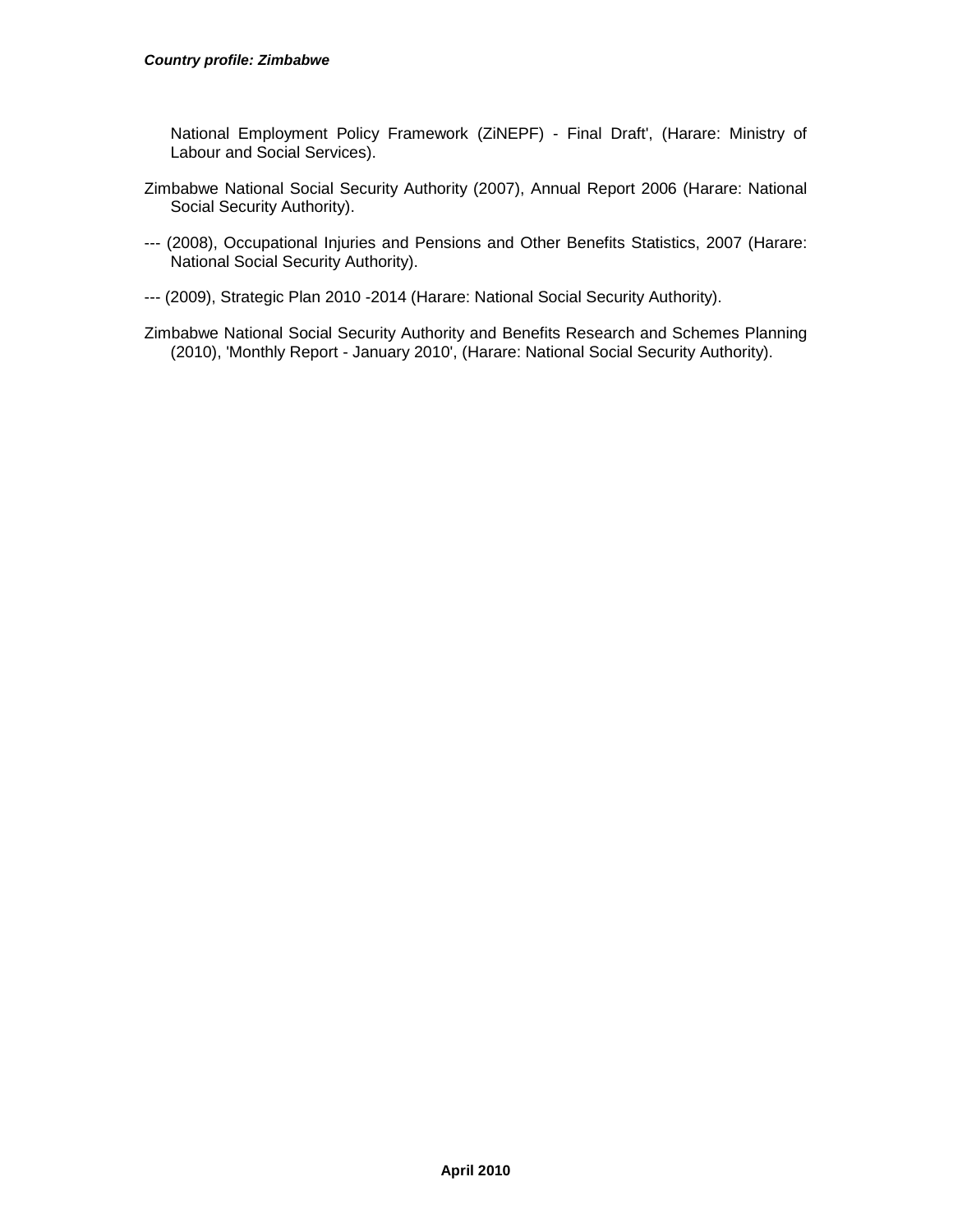National Employment Policy Framework (ZiNEPF) - Final Draft', (Harare: Ministry of Labour and Social Services).

Zimbabwe National Social Security Authority (2007), Annual Report 2006 (Harare: National Social Security Authority).

--- (2008), Occupational Injuries and Pensions and Other Benefits Statistics, 2007 (Harare: National Social Security Authority).

--- (2009), Strategic Plan 2010 -2014 (Harare: National Social Security Authority).

Zimbabwe National Social Security Authority and Benefits Research and Schemes Planning (2010), 'Monthly Report - January 2010', (Harare: National Social Security Authority).